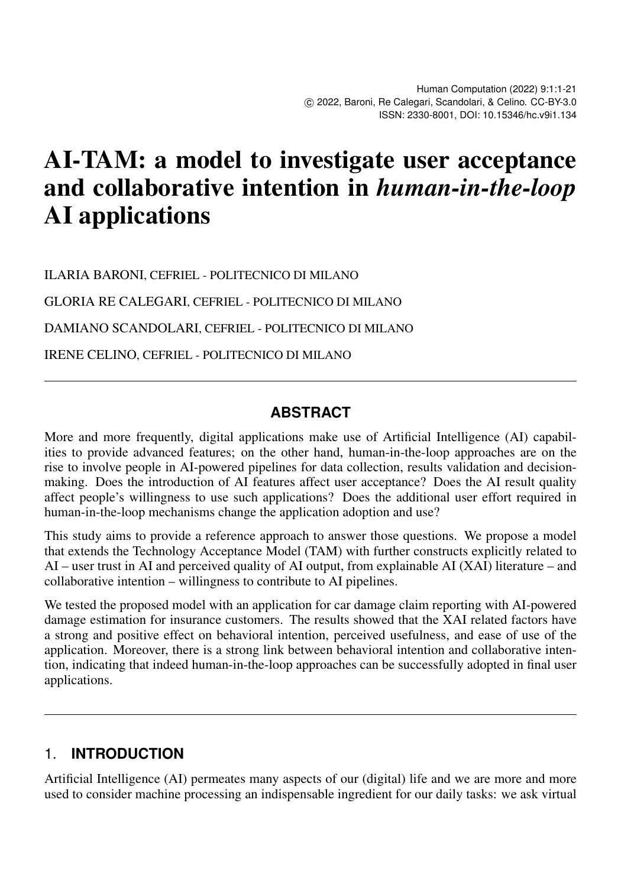# AI-TAM: a model to investigate user acceptance and collaborative intention in *human-in-the-loop* AI applications

ILARIA BARONI, CEFRIEL - POLITECNICO DI MILANO

GLORIA RE CALEGARI, CEFRIEL - POLITECNICO DI MILANO

DAMIANO SCANDOLARI, CEFRIEL - POLITECNICO DI MILANO

IRENE CELINO, CEFRIEL - POLITECNICO DI MILANO

## ABSTRACT

More and more frequently, digital applications make use of Artificial Intelligence (AI) capabilities to provide advanced features; on the other hand, human-in-the-loop approaches are on the rise to involve people in AI-powered pipelines for data collection, results validation and decision-making. Does the introduction of AI features affect user acceptance? Does the AI result quality affect people's willingness to use such applications? Does the additional user effort required in human-in-the-loop mechanisms change the application adoption and use?

This study aims to provide a reference approach to answer those questions. We propose a model that extends the Technology Acceptance Model (TAM) with further constructs explicitly related to AI – user trust in AI and perceived quality of AI output, from explainable AI (XAI) literature – and collaborative intention – willingness to contribute to AI pipelines.

We tested the proposed model with an application for car damage claim reporting with AI-powered damage estimation for insurance customers. The results showed that the XAI related factors have a strong and positive effect on behavioral intention, perceived usefulness, and ease of use of the application. Moreover, there is a strong link between behavioral intention and collaborative intention, indicating that indeed human-in-the-loop approaches can be successfully adopted in final user applications.

## 1. INTRODUCTION

Artificial Intelligence (AI) permeates many aspects of our (digital) life and we are more and more used to consider machine processing an indispensable ingredient for our daily tasks: we ask virtual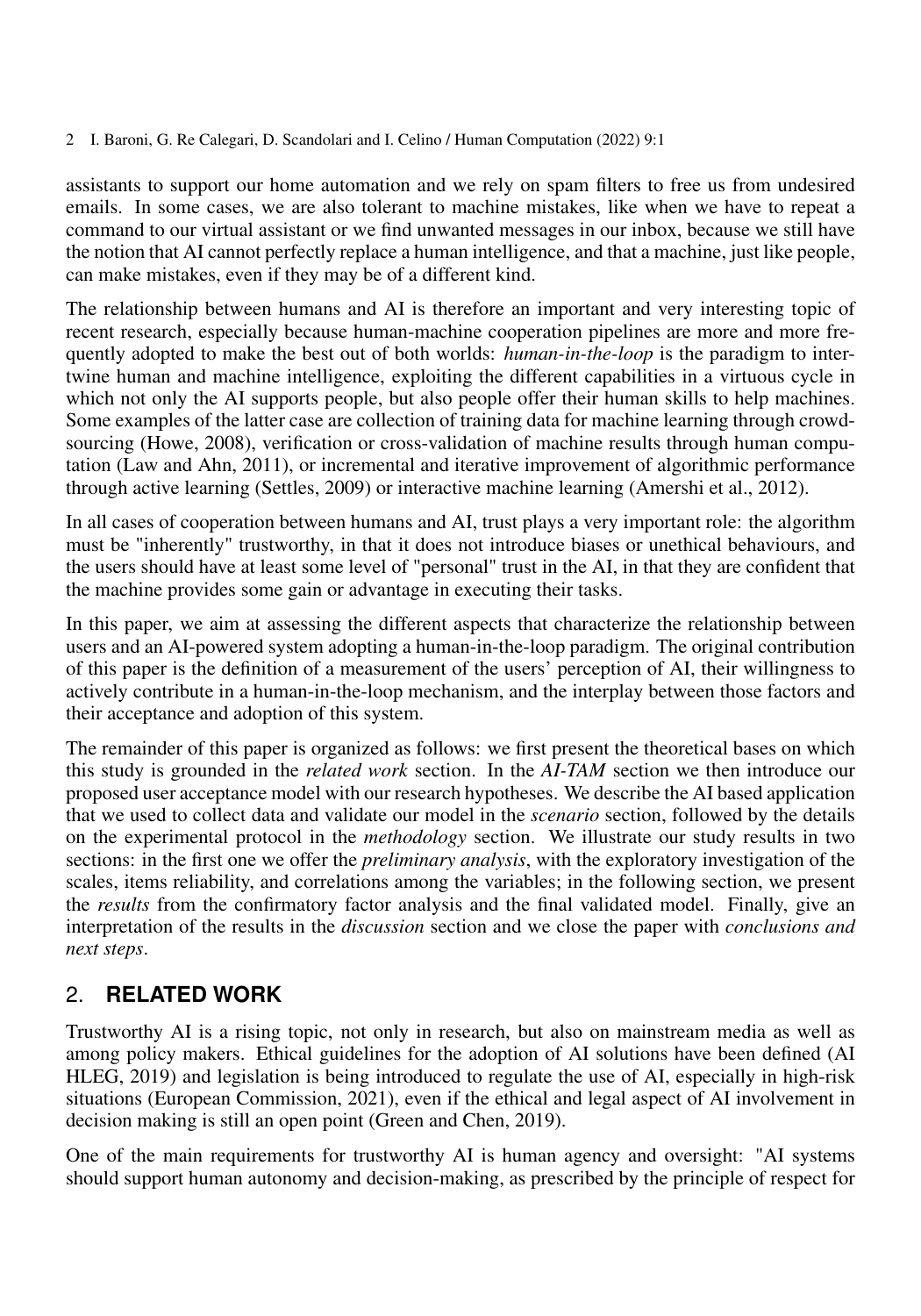assistants to support our home automation and we rely on spam filters to free us from undesired emails. In some cases, we are also tolerant to machine mistakes, like when we have to repeat a command to our virtual assistant or we find unwanted messages in our inbox, because we still have the notion that AI cannot perfectly replace a human intelligence, and that a machine, just like people, can make mistakes, even if they may be of a different kind.

The relationship between humans and AI is therefore an important and very interesting topic of recent research, especially because human-machine cooperation pipelines are more and more frequently adopted to make the best out of both worlds: *human-in-the-loop* is the paradigm to intertwine human and machine intelligence, exploiting the different capabilities in a virtuous cycle in which not only the AI supports people, but also people offer their human skills to help machines. Some examples of the latter case are collection of training data for machine learning through crowdsourcing (Howe, 2008), verification or cross-validation of machine results through human computation (Law and Ahn, 2011), or incremental and iterative improvement of algorithmic performance through active learning (Settles, 2009) or interactive machine learning (Amershi et al., 2012).

In all cases of cooperation between humans and AI, trust plays a very important role: the algorithm must be "inherently" trustworthy, in that it does not introduce biases or unethical behaviours, and the users should have at least some level of "personal" trust in the AI, in that they are confident that the machine provides some gain or advantage in executing their tasks.

In this paper, we aim at assessing the different aspects that characterize the relationship between users and an AI-powered system adopting a human-in-the-loop paradigm. The original contribution of this paper is the definition of a measurement of the users' perception of AI, their willingness to actively contribute in a human-in-the-loop mechanism, and the interplay between those factors and their acceptance and adoption of this system.

The remainder of this paper is organized as follows: we first present the theoretical bases on which this study is grounded in the *related work* section. In the *AI-TAM* section we then introduce our proposed user acceptance model with our research hypotheses. We describe the AI based application that we used to collect data and validate our model in the *scenario* section, followed by the details on the experimental protocol in the *methodology* section. We illustrate our study results in two sections: in the first one we offer the *preliminary analysis*, with the exploratory investigation of the scales, items reliability, and correlations among the variables; in the following section, we present the *results* from the confirmatory factor analysis and the final validated model. Finally, give an interpretation of the results in the *discussion* section and we close the paper with *conclusions and next steps*.

## 2. RELATED WORK

Trustworthy AI is a rising topic, not only in research, but also on mainstream media as well as among policy makers. Ethical guidelines for the adoption of AI solutions have been defined (AI HLEG, 2019) and legislation is being introduced to regulate the use of AI, especially in high-risk situations (European Commission, 2021), even if the ethical and legal aspect of AI involvement in decision making is still an open point (Green and Chen, 2019).

One of the main requirements for trustworthy AI is human agency and oversight: "AI systems should support human autonomy and decision-making, as prescribed by the principle of respect for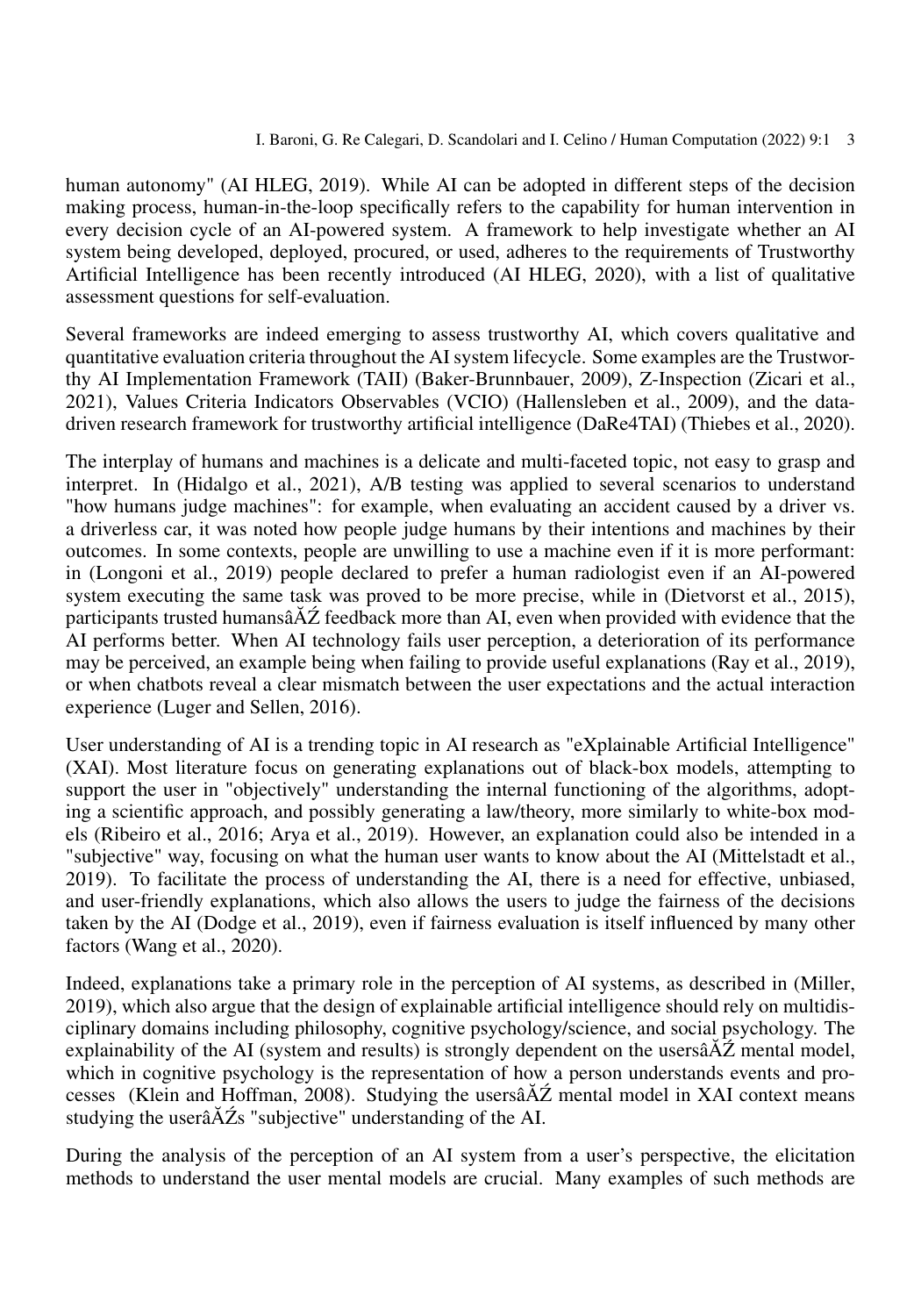human autonomy" (AI HLEG, 2019). While AI can be adopted in different steps of the decision making process, human-in-the-loop specifically refers to the capability for human intervention in every decision cycle of an AI-powered system. A framework to help investigate whether an AI system being developed, deployed, procured, or used, adheres to the requirements of Trustworthy Artificial Intelligence has been recently introduced (AI HLEG, 2020), with a list of qualitative assessment questions for self-evaluation.

Several frameworks are indeed emerging to assess trustworthy AI, which covers qualitative and quantitative evaluation criteria throughout the AI system lifecycle. Some examples are the Trustworthy AI Implementation Framework (TAII) (Baker-Brunnbauer, 2009), Z-Inspection (Zicari et al., 2021), Values Criteria Indicators Observables (VCIO) (Hallensleben et al., 2009), and the data-driven research framework for trustworthy artificial intelligence (DaRe4TAI) (Thiebes et al., 2020).

The interplay of humans and machines is a delicate and multi-faceted topic, not easy to grasp and interpret. In (Hidalgo et al., 2021), A/B testing was applied to several scenarios to understand "how humans judge machines": for example, when evaluating an accident caused by a driver vs. a driverless car, it was noted how people judge humans by their intentions and machines by their outcomes. In some contexts, people are unwilling to use a machine even if it is more performant: in (Longoni et al., 2019) people declared to prefer a human radiologist even if an AI-powered system executing the same task was proved to be more precise, while in (Dietvorst et al., 2015), participants trusted humansâĂŹ feedback more than AI, even when provided with evidence that the AI performs better. When AI technology fails user perception, a deterioration of its performance may be perceived, an example being when failing to provide useful explanations (Ray et al., 2019), or when chatbots reveal a clear mismatch between the user expectations and the actual interaction experience (Luger and Sellen, 2016).

User understanding of AI is a trending topic in AI research as "eXplainable Artificial Intelligence" (XAI). Most literature focus on generating explanations out of black-box models, attempting to support the user in "objectively" understanding the internal functioning of the algorithms, adopting a scientific approach, and possibly generating a law/theory, more similarly to white-box models (Ribeiro et al., 2016; Arya et al., 2019). However, an explanation could also be intended in a "subjective" way, focusing on what the human user wants to know about the AI (Mittelstadt et al., 2019). To facilitate the process of understanding the AI, there is a need for effective, unbiased, and user-friendly explanations, which also allows the users to judge the fairness of the decisions taken by the AI (Dodge et al., 2019), even if fairness evaluation is itself influenced by many other factors (Wang et al., 2020).

Indeed, explanations take a primary role in the perception of AI systems, as described in (Miller, 2019), which also argue that the design of explainable artificial intelligence should rely on multidisciplinary domains including philosophy, cognitive psychology/science, and social psychology. The explainability of the AI (system and results) is strongly dependent on the usersâĂŹ mental model, which in cognitive psychology is the representation of how a person understands events and processes (Klein and Hoffman, 2008). Studying the usersâĂŹ mental model in XAI context means studying the userâĂŹs "subjective" understanding of the AI.

During the analysis of the perception of an AI system from a user's perspective, the elicitation methods to understand the user mental models are crucial. Many examples of such methods are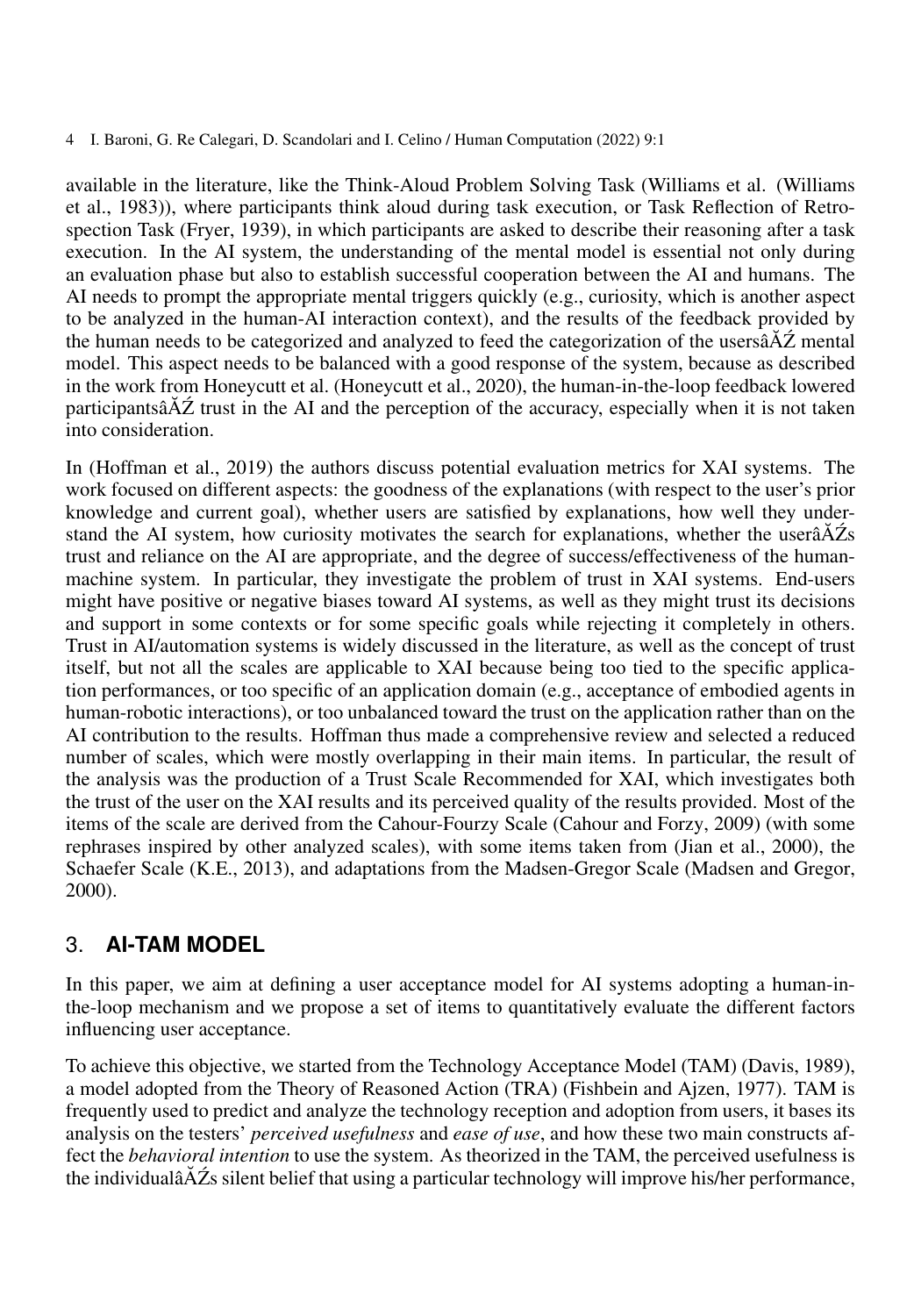available in the literature, like the Think-Aloud Problem Solving Task (Williams et al. (Williams et al., 1983)), where participants think aloud during task execution, or Task Reflection of Retrospection Task (Fryer, 1939), in which participants are asked to describe their reasoning after a task execution. In the AI system, the understanding of the mental model is essential not only during an evaluation phase but also to establish successful cooperation between the AI and humans. The AI needs to prompt the appropriate mental triggers quickly (e.g., curiosity, which is another aspect to be analyzed in the human-AI interaction context), and the results of the feedback provided by the human needs to be categorized and analyzed to feed the categorization of the usersâĂŹ mental model. This aspect needs to be balanced with a good response of the system, because as described in the work from Honeycutt et al. (Honeycutt et al., 2020), the human-in-the-loop feedback lowered participantsâĂŹ trust in the AI and the perception of the accuracy, especially when it is not taken into consideration.

In (Hoffman et al., 2019) the authors discuss potential evaluation metrics for XAI systems. The work focused on different aspects: the goodness of the explanations (with respect to the user's prior knowledge and current goal), whether users are satisfied by explanations, how well they understand the AI system, how curiosity motivates the search for explanations, whether the userâĂŹs trust and reliance on the AI are appropriate, and the degree of success/effectiveness of the human-machine system. In particular, they investigate the problem of trust in XAI systems. End-users might have positive or negative biases toward AI systems, as well as they might trust its decisions and support in some contexts or for some specific goals while rejecting it completely in others. Trust in AI/automation systems is widely discussed in the literature, as well as the concept of trust itself, but not all the scales are applicable to XAI because being too tied to the specific application performances, or too specific of an application domain (e.g., acceptance of embodied agents in human-robotic interactions), or too unbalanced toward the trust on the application rather than on the AI contribution to the results. Hoffman thus made a comprehensive review and selected a reduced number of scales, which were mostly overlapping in their main items. In particular, the result of the analysis was the production of a Trust Scale Recommended for XAI, which investigates both the trust of the user on the XAI results and its perceived quality of the results provided. Most of the items of the scale are derived from the Cahour-Fourzy Scale (Cahour and Forzy, 2009) (with some rephrases inspired by other analyzed scales), with some items taken from (Jian et al., 2000), the Schaefer Scale (K.E., 2013), and adaptations from the Madsen-Gregor Scale (Madsen and Gregor, 2000).

## 3. AI-TAM MODEL

In this paper, we aim at defining a user acceptance model for AI systems adopting a human-in-the-loop mechanism and we propose a set of items to quantitatively evaluate the different factors influencing user acceptance.

To achieve this objective, we started from the Technology Acceptance Model (TAM) (Davis, 1989), a model adopted from the Theory of Reasoned Action (TRA) (Fishbein and Ajzen, 1977). TAM is frequently used to predict and analyze the technology reception and adoption from users, it bases its analysis on the testers' *perceived usefulness* and *ease of use*, and how these two main constructs affect the *behavioral intention* to use the system. As theorized in the TAM, the perceived usefulness is the individualâĂŹs silent belief that using a particular technology will improve his/her performance,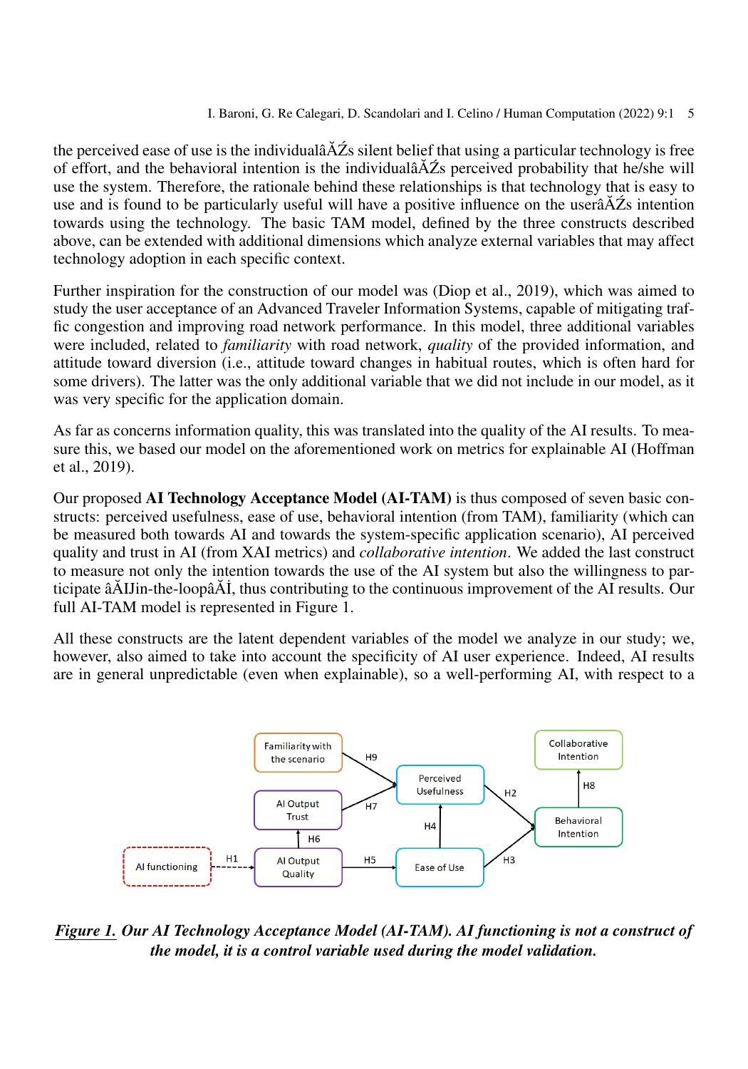the perceived ease of use is the individualâĂŹs silent belief that using a particular technology is free of effort, and the behavioral intention is the individualâĂŹs perceived probability that he/she will use the system. Therefore, the rationale behind these relationships is that technology that is easy to use and is found to be particularly useful will have a positive influence on the userâĂŹs intention towards using the technology. The basic TAM model, defined by the three constructs described above, can be extended with additional dimensions which analyze external variables that may affect technology adoption in each specific context.

Further inspiration for the construction of our model was (Diop et al., 2019), which was aimed to study the user acceptance of an Advanced Traveler Information Systems, capable of mitigating traffic congestion and improving road network performance. In this model, three additional variables were included, related to *familiarity* with road network, *quality* of the provided information, and attitude toward diversion (i.e., attitude toward changes in habitual routes, which is often hard for some drivers). The latter was the only additional variable that we did not include in our model, as it was very specific for the application domain.

As far as concerns information quality, this was translated into the quality of the AI results. To measure this, we based our model on the aforementioned work on metrics for explainable AI (Hoffman et al., 2019).

Our proposed **AI Technology Acceptance Model (AI-TAM)** is thus composed of seven basic constructs: perceived usefulness, ease of use, behavioral intention (from TAM), familiarity (which can be measured both towards AI and towards the system-specific application scenario), AI perceived quality and trust in AI (from XAI metrics) and *collaborative intention*. We added the last construct to measure not only the intention towards the use of the AI system but also the willingness to participate âĂIJin-the-loopâĂİ, thus contributing to the continuous improvement of the AI results. Our full AI-TAM model is represented in Figure 1.

All these constructs are the latent dependent variables of the model we analyze in our study; we, however, also aimed to take into account the specificity of AI user experience. Indeed, AI results are in general unpredictable (even when explainable), so a well-performing AI, with respect to a

*Figure 1. Our AI Technology Acceptance Model (AI-TAM). AI functioning is not a construct of the model, it is a control variable used during the model validation.*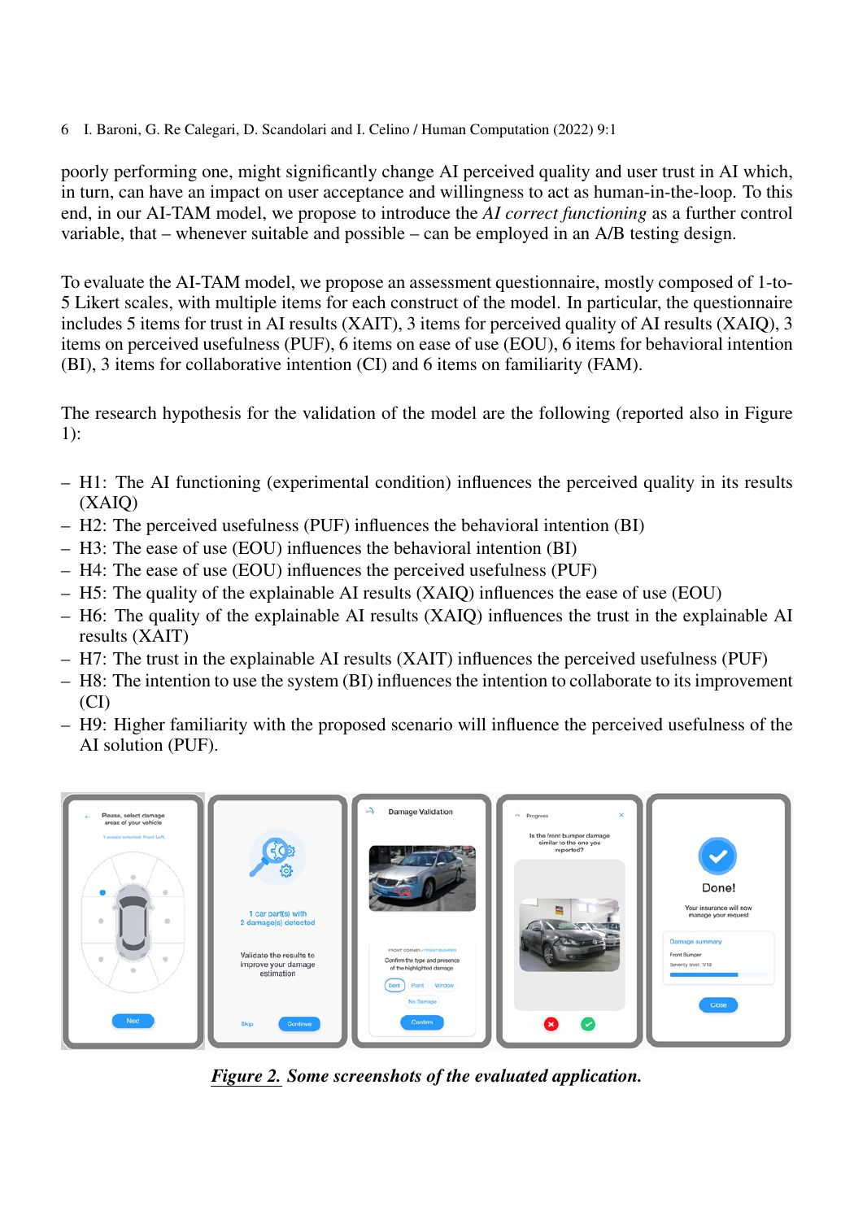poorly performing one, might significantly change AI perceived quality and user trust in AI which, in turn, can have an impact on user acceptance and willingness to act as human-in-the-loop. To this end, in our AI-TAM model, we propose to introduce the *AI correct functioning* as a further control variable, that – whenever suitable and possible – can be employed in an A/B testing design.

To evaluate the AI-TAM model, we propose an assessment questionnaire, mostly composed of 1-to-5 Likert scales, with multiple items for each construct of the model. In particular, the questionnaire includes 5 items for trust in AI results (XAIT), 3 items for perceived quality of AI results (XAIQ), 3 items on perceived usefulness (PUF), 6 items on ease of use (EOU), 6 items for behavioral intention (BI), 3 items for collaborative intention (CI) and 6 items on familiarity (FAM).

The research hypothesis for the validation of the model are the following (reported also in Figure 1):

- H1: The AI functioning (experimental condition) influences the perceived quality in its results (XAIQ)
- H2: The perceived usefulness (PUF) influences the behavioral intention (BI)
- H3: The ease of use (EOU) influences the behavioral intention (BI)
- H4: The ease of use (EOU) influences the perceived usefulness (PUF)
- H5: The quality of the explainable AI results (XAIQ) influences the ease of use (EOU)
- H6: The quality of the explainable AI results (XAIQ) influences the trust in the explainable AI results (XAIT)
- H7: The trust in the explainable AI results (XAIT) influences the perceived usefulness (PUF)
- H8: The intention to use the system (BI) influences the intention to collaborate to its improvement (CI)
- H9: Higher familiarity with the proposed scenario will influence the perceived usefulness of the AI solution (PUF).

*Figure 2. Some screenshots of the evaluated application.*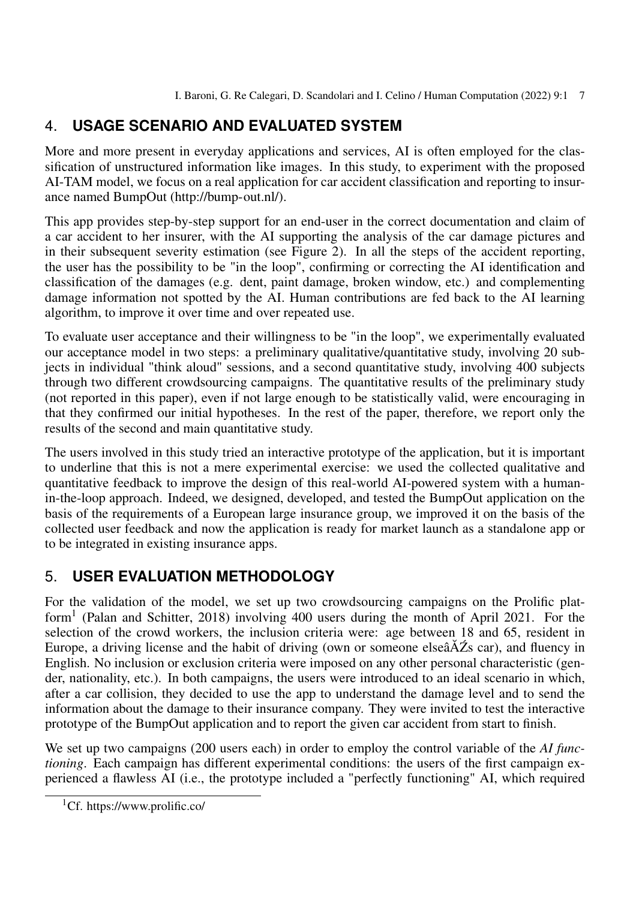## 4. USAGE SCENARIO AND EVALUATED SYSTEM

More and more present in everyday applications and services, AI is often employed for the classification of unstructured information like images. In this study, to experiment with the proposed AI-TAM model, we focus on a real application for car accident classification and reporting to insurance named BumpOut (http://bump-out.nl/).

This app provides step-by-step support for an end-user in the correct documentation and claim of a car accident to her insurer, with the AI supporting the analysis of the car damage pictures and in their subsequent severity estimation (see Figure 2). In all the steps of the accident reporting, the user has the possibility to be "in the loop", confirming or correcting the AI identification and classification of the damages (e.g. dent, paint damage, broken window, etc.) and complementing damage information not spotted by the AI. Human contributions are fed back to the AI learning algorithm, to improve it over time and over repeated use.

To evaluate user acceptance and their willingness to be "in the loop", we experimentally evaluated our acceptance model in two steps: a preliminary qualitative/quantitative study, involving 20 subjects in individual "think aloud" sessions, and a second quantitative study, involving 400 subjects through two different crowdsourcing campaigns. The quantitative results of the preliminary study (not reported in this paper), even if not large enough to be statistically valid, were encouraging in that they confirmed our initial hypotheses. In the rest of the paper, therefore, we report only the results of the second and main quantitative study.

The users involved in this study tried an interactive prototype of the application, but it is important to underline that this is not a mere experimental exercise: we used the collected qualitative and quantitative feedback to improve the design of this real-world AI-powered system with a human-in-the-loop approach. Indeed, we designed, developed, and tested the BumpOut application on the basis of the requirements of a European large insurance group, we improved it on the basis of the collected user feedback and now the application is ready for market launch as a standalone app or to be integrated in existing insurance apps.

## 5. USER EVALUATION METHODOLOGY

For the validation of the model, we set up two crowdsourcing campaigns on the Prolific platform[1] (Palan and Schitter, 2018) involving 400 users during the month of April 2021. For the selection of the crowd workers, the inclusion criteria were: age between 18 and 65, resident in Europe, a driving license and the habit of driving (own or someone elseâĂŹs car), and fluency in English. No inclusion or exclusion criteria were imposed on any other personal characteristic (gender, nationality, etc.). In both campaigns, the users were introduced to an ideal scenario in which, after a car collision, they decided to use the app to understand the damage level and to send the information about the damage to their insurance company. They were invited to test the interactive prototype of the BumpOut application and to report the given car accident from start to finish.

We set up two campaigns (200 users each) in order to employ the control variable of the *AI functioning*. Each campaign has different experimental conditions: the users of the first campaign experienced a flawless AI (i.e., the prototype included a "perfectly functioning" AI, which required

[1] Cf. https://www.prolific.co/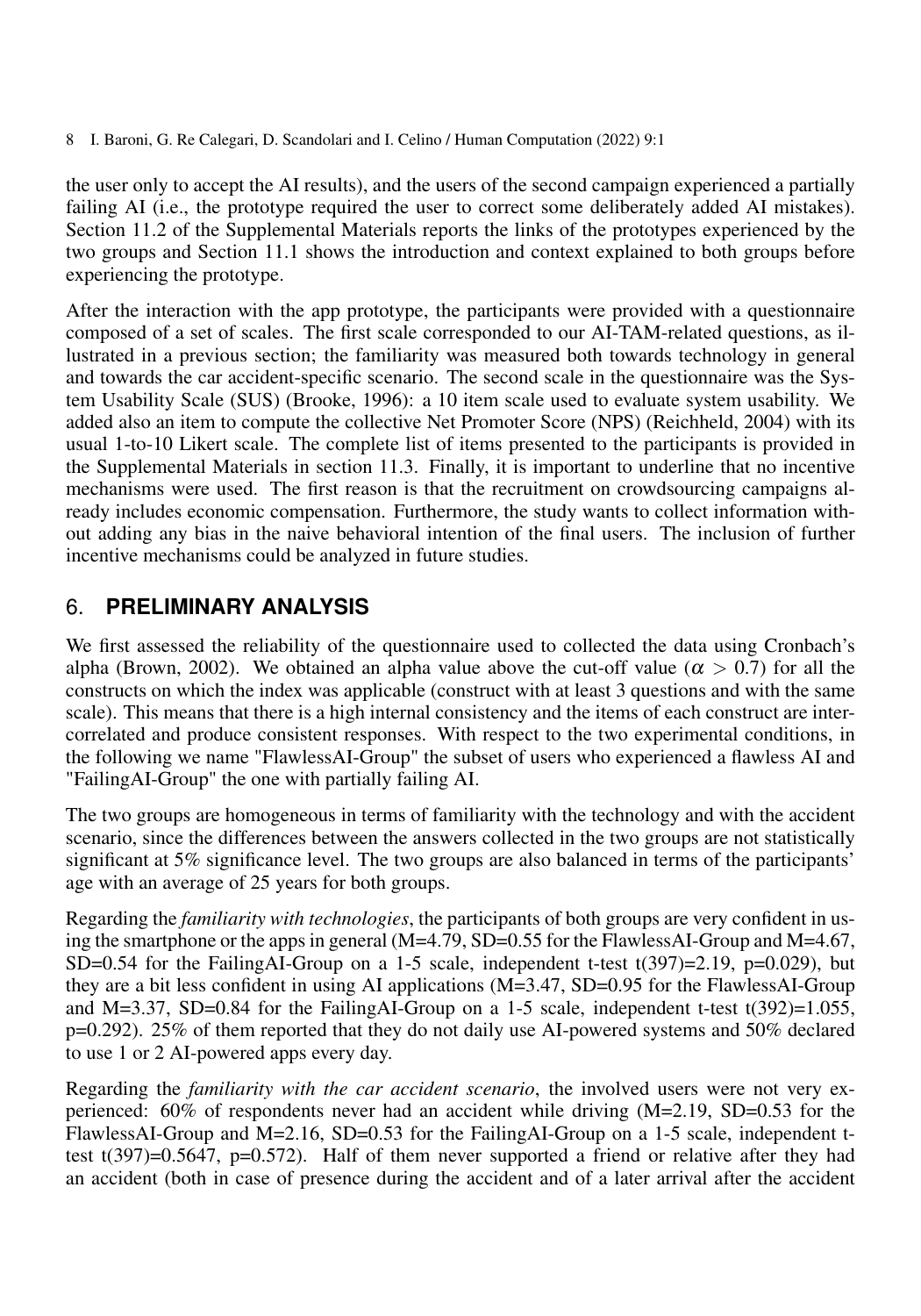the user only to accept the AI results), and the users of the second campaign experienced a partially failing AI (i.e., the prototype required the user to correct some deliberately added AI mistakes). Section 11.2 of the Supplemental Materials reports the links of the prototypes experienced by the two groups and Section 11.1 shows the introduction and context explained to both groups before experiencing the prototype.

After the interaction with the app prototype, the participants were provided with a questionnaire composed of a set of scales. The first scale corresponded to our AI-TAM-related questions, as illustrated in a previous section; the familiarity was measured both towards technology in general and towards the car accident-specific scenario. The second scale in the questionnaire was the System Usability Scale (SUS) (Brooke, 1996): a 10 item scale used to evaluate system usability. We added also an item to compute the collective Net Promoter Score (NPS) (Reichheld, 2004) with its usual 1-to-10 Likert scale. The complete list of items presented to the participants is provided in the Supplemental Materials in section 11.3. Finally, it is important to underline that no incentive mechanisms were used. The first reason is that the recruitment on crowdsourcing campaigns already includes economic compensation. Furthermore, the study wants to collect information without adding any bias in the naive behavioral intention of the final users. The inclusion of further incentive mechanisms could be analyzed in future studies.

## 6. PRELIMINARY ANALYSIS

We first assessed the reliability of the questionnaire used to collected the data using Cronbach's alpha (Brown, 2002). We obtained an alpha value above the cut-off value ($\alpha > 0.7$) for all the constructs on which the index was applicable (construct with at least 3 questions and with the same scale). This means that there is a high internal consistency and the items of each construct are intercorrelated and produce consistent responses. With respect to the two experimental conditions, in the following we name "FlawlessAI-Group" the subset of users who experienced a flawless AI and "FailingAI-Group" the one with partially failing AI.

The two groups are homogeneous in terms of familiarity with the technology and with the accident scenario, since the differences between the answers collected in the two groups are not statistically significant at 5% significance level. The two groups are also balanced in terms of the participants' age with an average of 25 years for both groups.

Regarding the *familiarity with technologies*, the participants of both groups are very confident in using the smartphone or the apps in general (M=4.79, SD=0.55 for the FlawlessAI-Group and M=4.67, SD=0.54 for the FailingAI-Group on a 1-5 scale, independent t-test $t(397)=2.19$, $p=0.029$), but they are a bit less confident in using AI applications (M=3.47, SD=0.95 for the FlawlessAI-Group and M=3.37, SD=0.84 for the FailingAI-Group on a 1-5 scale, independent t-test $t(392)=1.055$, $p=0.292$). 25% of them reported that they do not daily use AI-powered systems and 50% declared to use 1 or 2 AI-powered apps every day.

Regarding the *familiarity with the car accident scenario*, the involved users were not very experienced: 60% of respondents never had an accident while driving (M=2.19, SD=0.53 for the FlawlessAI-Group and M=2.16, SD=0.53 for the FailingAI-Group on a 1-5 scale, independent t-test $t(397)=0.5647$, $p=0.572$). Half of them never supported a friend or relative after they had an accident (both in case of presence during the accident and of a later arrival after the accident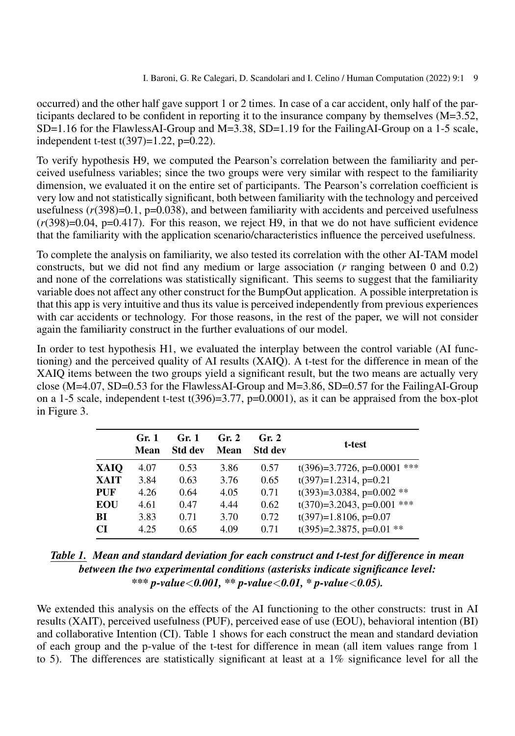occurred) and the other half gave support 1 or 2 times. In case of a car accident, only half of the participants declared to be confident in reporting it to the insurance company by themselves (M=3.52, SD=1.16 for the FlawlessAI-Group and M=3.38, SD=1.19 for the FailingAI-Group on a 1-5 scale, independent t-test $t(397)=1.22$, $p=0.22$).

To verify hypothesis H9, we computed the Pearson's correlation between the familiarity and perceived usefulness variables; since the two groups were very similar with respect to the familiarity dimension, we evaluated it on the entire set of participants. The Pearson's correlation coefficient is very low and not statistically significant, both between familiarity with the technology and perceived usefulness ($r(398)=0.1$, $p=0.038$), and between familiarity with accidents and perceived usefulness ($r(398)=0.04$, $p=0.417$). For this reason, we reject H9, in that we do not have sufficient evidence that the familiarity with the application scenario/characteristics influence the perceived usefulness.

To complete the analysis on familiarity, we also tested its correlation with the other AI-TAM model constructs, but we did not find any medium or large association ($r$ ranging between 0 and 0.2) and none of the correlations was statistically significant. This seems to suggest that the familiarity variable does not affect any other construct for the BumpOut application. A possible interpretation is that this app is very intuitive and thus its value is perceived independently from previous experiences with car accidents or technology. For those reasons, in the rest of the paper, we will not consider again the familiarity construct in the further evaluations of our model.

In order to test hypothesis H1, we evaluated the interplay between the control variable (AI functioning) and the perceived quality of AI results (XAIQ). A t-test for the difference in mean of the XAIQ items between the two groups yield a significant result, but the two means are actually very close (M=4.07, SD=0.53 for the FlawlessAI-Group and M=3.86, SD=0.57 for the FailingAI-Group on a 1-5 scale, independent t-test $t(396)=3.77$, $p=0.0001$), as it can be appraised from the box-plot in Figure 3.

| | **Gr. 1 Mean** | **Gr. 1 Std dev** | **Gr. 2 Mean** | **Gr. 2 Std dev** | **t-test** |
|---|---|---|---|---|---|
| **XAIQ** | 4.07 | 0.53 | 3.86 | 0.57 | $t(396)=3.7726$, $p=0.0001$ *** |
| **XAIT** | 3.84 | 0.63 | 3.76 | 0.65 | $t(397)=1.2314$, $p=0.21$ |
| **PUF** | 4.26 | 0.64 | 4.05 | 0.71 | $t(393)=3.0384$, $p=0.002$ ** |
| **EOU** | 4.61 | 0.47 | 4.44 | 0.62 | $t(370)=3.2043$, $p=0.001$ *** |
| **BI** | 3.83 | 0.71 | 3.70 | 0.72 | $t(397)=1.8106$, $p=0.07$ |
| **CI** | 4.25 | 0.65 | 4.09 | 0.71 | $t(395)=2.3875$, $p=0.01$ ** |

***Table 1.* Mean and standard deviation for each construct and t-test for difference in mean between the two experimental conditions (asterisks indicate significance level: *** p-value<0.001, ** p-value<0.01, * p-value<0.05).**

We extended this analysis on the effects of the AI functioning to the other constructs: trust in AI results (XAIT), perceived usefulness (PUF), perceived ease of use (EOU), behavioral intention (BI) and collaborative Intention (CI). Table 1 shows for each construct the mean and standard deviation of each group and the p-value of the t-test for difference in mean (all item values range from 1 to 5). The differences are statistically significant at least at a 1% significance level for all the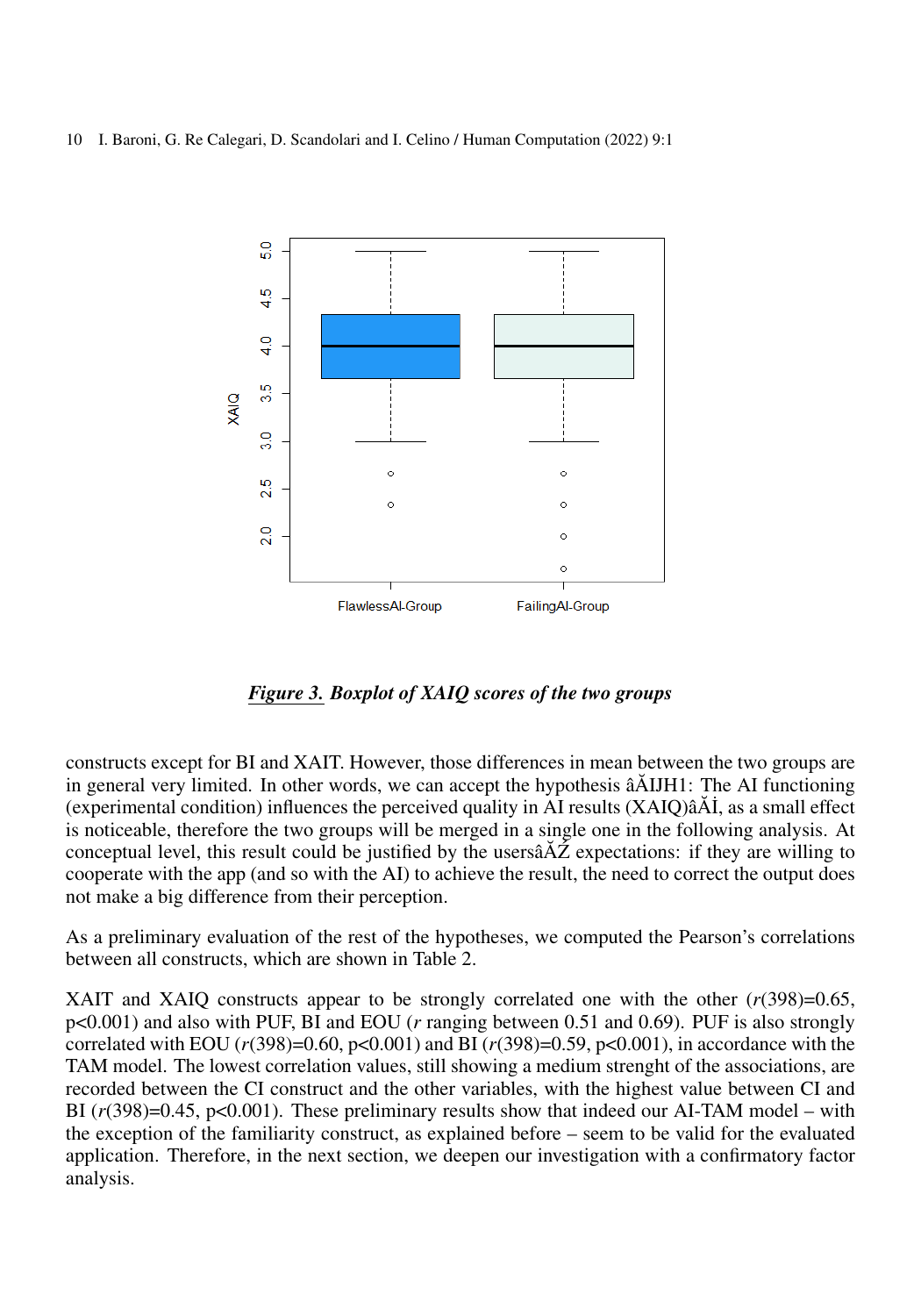*Figure 3. Boxplot of XAIQ scores of the two groups*

constructs except for BI and XAIT. However, those differences in mean between the two groups are in general very limited. In other words, we can accept the hypothesis âĂIJH1: The AI functioning (experimental condition) influences the perceived quality in AI results (XAIQ)âĂİ, as a small effect is noticeable, therefore the two groups will be merged in a single one in the following analysis. At conceptual level, this result could be justified by the usersâĂŹ expectations: if they are willing to cooperate with the app (and so with the AI) to achieve the result, the need to correct the output does not make a big difference from their perception.

As a preliminary evaluation of the rest of the hypotheses, we computed the Pearson's correlations between all constructs, which are shown in Table 2.

XAIT and XAIQ constructs appear to be strongly correlated one with the other ($r(398)=0.65$, $p<0.001$) and also with PUF, BI and EOU ($r$ ranging between 0.51 and 0.69). PUF is also strongly correlated with EOU ($r(398)=0.60$, $p<0.001$) and BI ($r(398)=0.59$, $p<0.001$), in accordance with the TAM model. The lowest correlation values, still showing a medium strenght of the associations, are recorded between the CI construct and the other variables, with the highest value between CI and BI ($r(398)=0.45$, $p<0.001$). These preliminary results show that indeed our AI-TAM model – with the exception of the familiarity construct, as explained before – seem to be valid for the evaluated application. Therefore, in the next section, we deepen our investigation with a confirmatory factor analysis.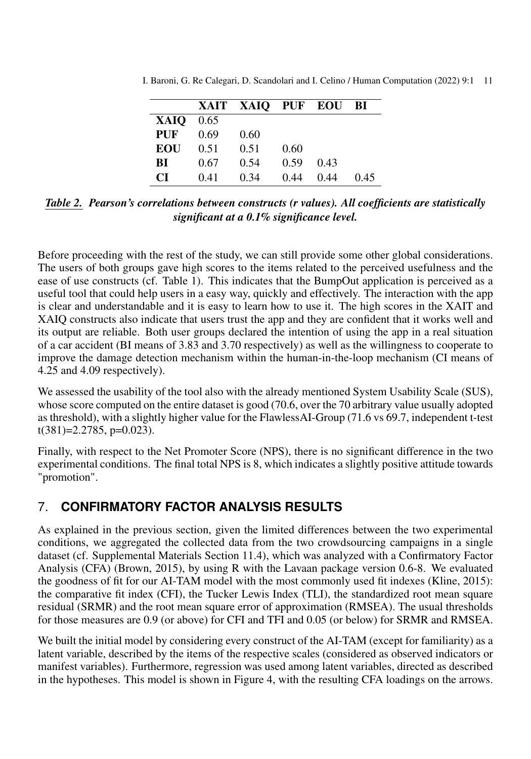| | **XAIT** | **XAIQ** | **PUF** | **EOU** | **BI** |
|---|---|---|---|---|---|
| **XAIQ** | 0.65 | | | | |
| **PUF** | 0.69 | 0.60 | | | |
| **EOU** | 0.51 | 0.51 | 0.60 | | |
| **BI** | 0.67 | 0.54 | 0.59 | 0.43 | |
| **CI** | 0.41 | 0.34 | 0.44 | 0.44 | 0.45 |

***Table 2.*** ***Pearson's correlations between constructs (r values). All coefficients are statistically significant at a 0.1% significance level.***

Before proceeding with the rest of the study, we can still provide some other global considerations. The users of both groups gave high scores to the items related to the perceived usefulness and the ease of use constructs (cf. Table 1). This indicates that the BumpOut application is perceived as a useful tool that could help users in a easy way, quickly and effectively. The interaction with the app is clear and understandable and it is easy to learn how to use it. The high scores in the XAIT and XAIQ constructs also indicate that users trust the app and they are confident that it works well and its output are reliable. Both user groups declared the intention of using the app in a real situation of a car accident (BI means of 3.83 and 3.70 respectively) as well as the willingness to cooperate to improve the damage detection mechanism within the human-in-the-loop mechanism (CI means of 4.25 and 4.09 respectively).

We assessed the usability of the tool also with the already mentioned System Usability Scale (SUS), whose score computed on the entire dataset is good (70.6, over the 70 arbitrary value usually adopted as threshold), with a slightly higher value for the FlawlessAI-Group (71.6 vs 69.7, independent t-test $t(381)=2.2785$, $p=0.023$).

Finally, with respect to the Net Promoter Score (NPS), there is no significant difference in the two experimental conditions. The final total NPS is 8, which indicates a slightly positive attitude towards "promotion".

## 7. CONFIRMATORY FACTOR ANALYSIS RESULTS

As explained in the previous section, given the limited differences between the two experimental conditions, we aggregated the collected data from the two crowdsourcing campaigns in a single dataset (cf. Supplemental Materials Section 11.4), which was analyzed with a Confirmatory Factor Analysis (CFA) (Brown, 2015), by using R with the Lavaan package version 0.6-8. We evaluated the goodness of fit for our AI-TAM model with the most commonly used fit indexes (Kline, 2015): the comparative fit index (CFI), the Tucker Lewis Index (TLI), the standardized root mean square residual (SRMR) and the root mean square error of approximation (RMSEA). The usual thresholds for those measures are 0.9 (or above) for CFI and TFI and 0.05 (or below) for SRMR and RMSEA.

We built the initial model by considering every construct of the AI-TAM (except for familiarity) as a latent variable, described by the items of the respective scales (considered as observed indicators or manifest variables). Furthermore, regression was used among latent variables, directed as described in the hypotheses. This model is shown in Figure 4, with the resulting CFA loadings on the arrows.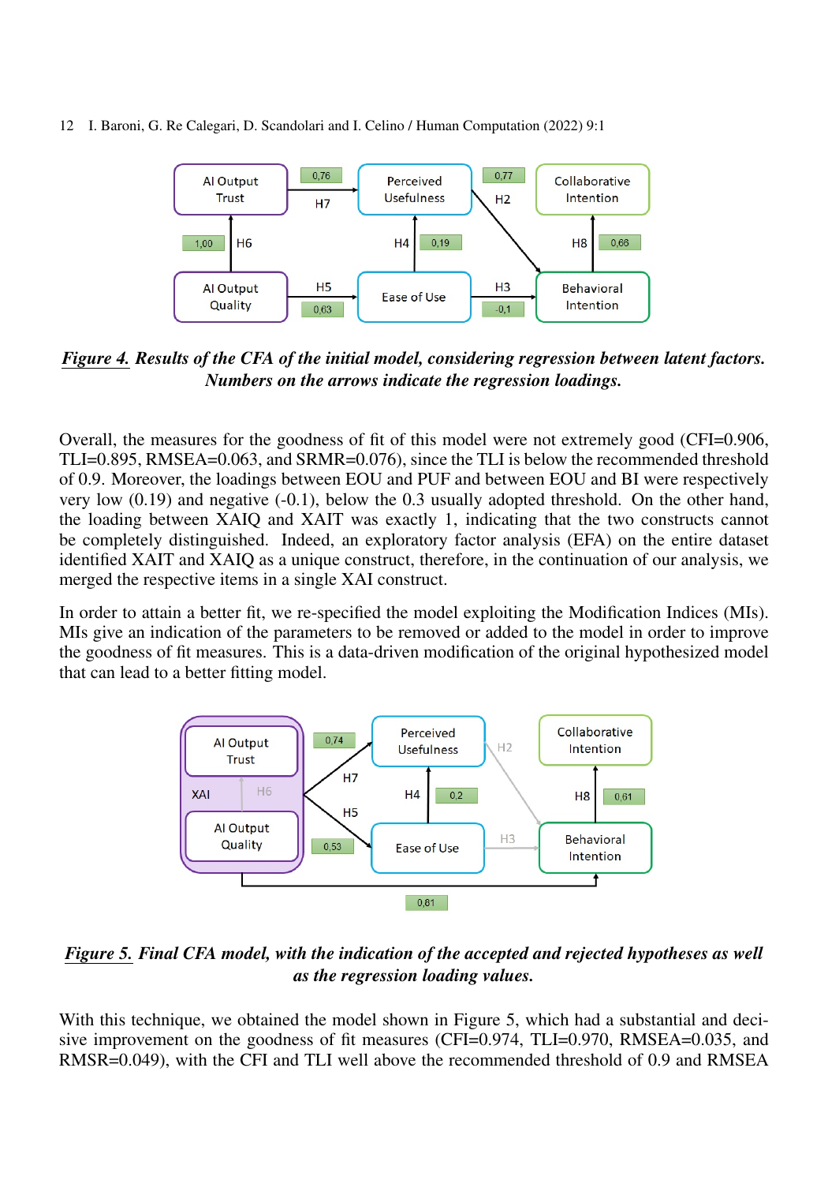*Figure 4.* ***Results of the CFA of the initial model, considering regression between latent factors. Numbers on the arrows indicate the regression loadings.***

Overall, the measures for the goodness of fit of this model were not extremely good (CFI=0.906, TLI=0.895, RMSEA=0.063, and SRMR=0.076), since the TLI is below the recommended threshold of 0.9. Moreover, the loadings between EOU and PUF and between EOU and BI were respectively very low (0.19) and negative (-0.1), below the 0.3 usually adopted threshold. On the other hand, the loading between XAIQ and XAIT was exactly 1, indicating that the two constructs cannot be completely distinguished. Indeed, an exploratory factor analysis (EFA) on the entire dataset identified XAIT and XAIQ as a unique construct, therefore, in the continuation of our analysis, we merged the respective items in a single XAI construct.

In order to attain a better fit, we re-specified the model exploiting the Modification Indices (MIs). MIs give an indication of the parameters to be removed or added to the model in order to improve the goodness of fit measures. This is a data-driven modification of the original hypothesized model that can lead to a better fitting model.

*Figure 5.* ***Final CFA model, with the indication of the accepted and rejected hypotheses as well as the regression loading values.***

With this technique, we obtained the model shown in Figure 5, which had a substantial and decisive improvement on the goodness of fit measures (CFI=0.974, TLI=0.970, RMSEA=0.035, and RMSR=0.049), with the CFI and TLI well above the recommended threshold of 0.9 and RMSEA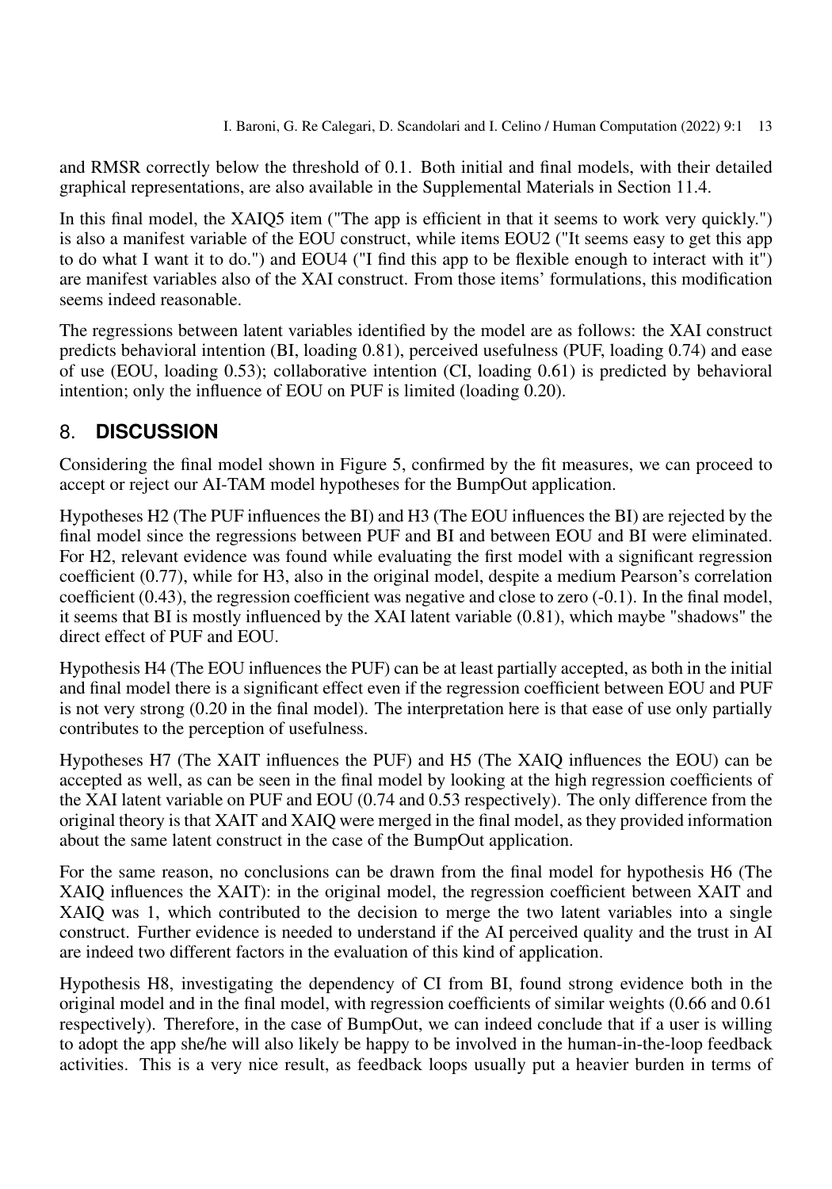and RMSR correctly below the threshold of 0.1. Both initial and final models, with their detailed graphical representations, are also available in the Supplemental Materials in Section 11.4.

In this final model, the XAIQ5 item ("The app is efficient in that it seems to work very quickly.") is also a manifest variable of the EOU construct, while items EOU2 ("It seems easy to get this app to do what I want it to do.") and EOU4 ("I find this app to be flexible enough to interact with it") are manifest variables also of the XAI construct. From those items' formulations, this modification seems indeed reasonable.

The regressions between latent variables identified by the model are as follows: the XAI construct predicts behavioral intention (BI, loading 0.81), perceived usefulness (PUF, loading 0.74) and ease of use (EOU, loading 0.53); collaborative intention (CI, loading 0.61) is predicted by behavioral intention; only the influence of EOU on PUF is limited (loading 0.20).

## 8. DISCUSSION

Considering the final model shown in Figure 5, confirmed by the fit measures, we can proceed to accept or reject our AI-TAM model hypotheses for the BumpOut application.

Hypotheses H2 (The PUF influences the BI) and H3 (The EOU influences the BI) are rejected by the final model since the regressions between PUF and BI and between EOU and BI were eliminated. For H2, relevant evidence was found while evaluating the first model with a significant regression coefficient (0.77), while for H3, also in the original model, despite a medium Pearson's correlation coefficient (0.43), the regression coefficient was negative and close to zero (-0.1). In the final model, it seems that BI is mostly influenced by the XAI latent variable (0.81), which maybe "shadows" the direct effect of PUF and EOU.

Hypothesis H4 (The EOU influences the PUF) can be at least partially accepted, as both in the initial and final model there is a significant effect even if the regression coefficient between EOU and PUF is not very strong (0.20 in the final model). The interpretation here is that ease of use only partially contributes to the perception of usefulness.

Hypotheses H7 (The XAIT influences the PUF) and H5 (The XAIQ influences the EOU) can be accepted as well, as can be seen in the final model by looking at the high regression coefficients of the XAI latent variable on PUF and EOU (0.74 and 0.53 respectively). The only difference from the original theory is that XAIT and XAIQ were merged in the final model, as they provided information about the same latent construct in the case of the BumpOut application.

For the same reason, no conclusions can be drawn from the final model for hypothesis H6 (The XAIQ influences the XAIT): in the original model, the regression coefficient between XAIT and XAIQ was 1, which contributed to the decision to merge the two latent variables into a single construct. Further evidence is needed to understand if the AI perceived quality and the trust in AI are indeed two different factors in the evaluation of this kind of application.

Hypothesis H8, investigating the dependency of CI from BI, found strong evidence both in the original model and in the final model, with regression coefficients of similar weights (0.66 and 0.61 respectively). Therefore, in the case of BumpOut, we can indeed conclude that if a user is willing to adopt the app she/he will also likely be happy to be involved in the human-in-the-loop feedback activities. This is a very nice result, as feedback loops usually put a heavier burden in terms of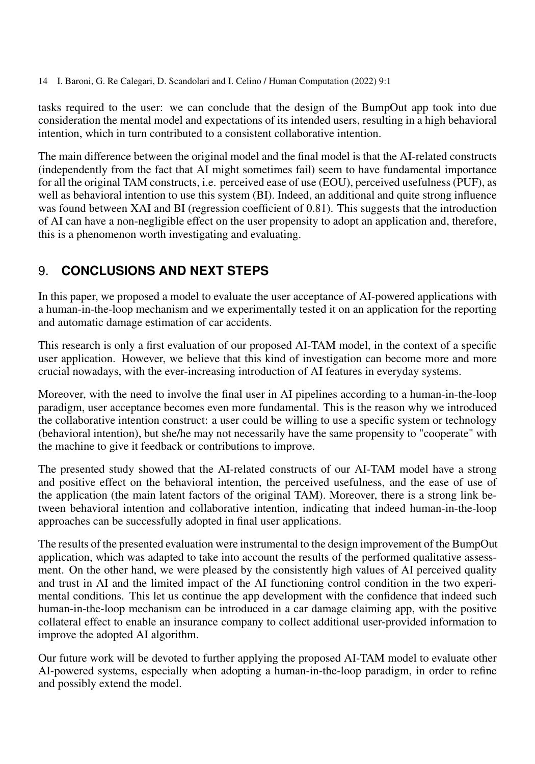tasks required to the user: we can conclude that the design of the BumpOut app took into due consideration the mental model and expectations of its intended users, resulting in a high behavioral intention, which in turn contributed to a consistent collaborative intention.

The main difference between the original model and the final model is that the AI-related constructs (independently from the fact that AI might sometimes fail) seem to have fundamental importance for all the original TAM constructs, i.e. perceived ease of use (EOU), perceived usefulness (PUF), as well as behavioral intention to use this system (BI). Indeed, an additional and quite strong influence was found between XAI and BI (regression coefficient of 0.81). This suggests that the introduction of AI can have a non-negligible effect on the user propensity to adopt an application and, therefore, this is a phenomenon worth investigating and evaluating.

## 9. **CONCLUSIONS AND NEXT STEPS**

In this paper, we proposed a model to evaluate the user acceptance of AI-powered applications with a human-in-the-loop mechanism and we experimentally tested it on an application for the reporting and automatic damage estimation of car accidents.

This research is only a first evaluation of our proposed AI-TAM model, in the context of a specific user application. However, we believe that this kind of investigation can become more and more crucial nowadays, with the ever-increasing introduction of AI features in everyday systems.

Moreover, with the need to involve the final user in AI pipelines according to a human-in-the-loop paradigm, user acceptance becomes even more fundamental. This is the reason why we introduced the collaborative intention construct: a user could be willing to use a specific system or technology (behavioral intention), but she/he may not necessarily have the same propensity to "cooperate" with the machine to give it feedback or contributions to improve.

The presented study showed that the AI-related constructs of our AI-TAM model have a strong and positive effect on the behavioral intention, the perceived usefulness, and the ease of use of the application (the main latent factors of the original TAM). Moreover, there is a strong link between behavioral intention and collaborative intention, indicating that indeed human-in-the-loop approaches can be successfully adopted in final user applications.

The results of the presented evaluation were instrumental to the design improvement of the BumpOut application, which was adapted to take into account the results of the performed qualitative assessment. On the other hand, we were pleased by the consistently high values of AI perceived quality and trust in AI and the limited impact of the AI functioning control condition in the two experimental conditions. This let us continue the app development with the confidence that indeed such human-in-the-loop mechanism can be introduced in a car damage claiming app, with the positive collateral effect to enable an insurance company to collect additional user-provided information to improve the adopted AI algorithm.

Our future work will be devoted to further applying the proposed AI-TAM model to evaluate other AI-powered systems, especially when adopting a human-in-the-loop paradigm, in order to refine and possibly extend the model.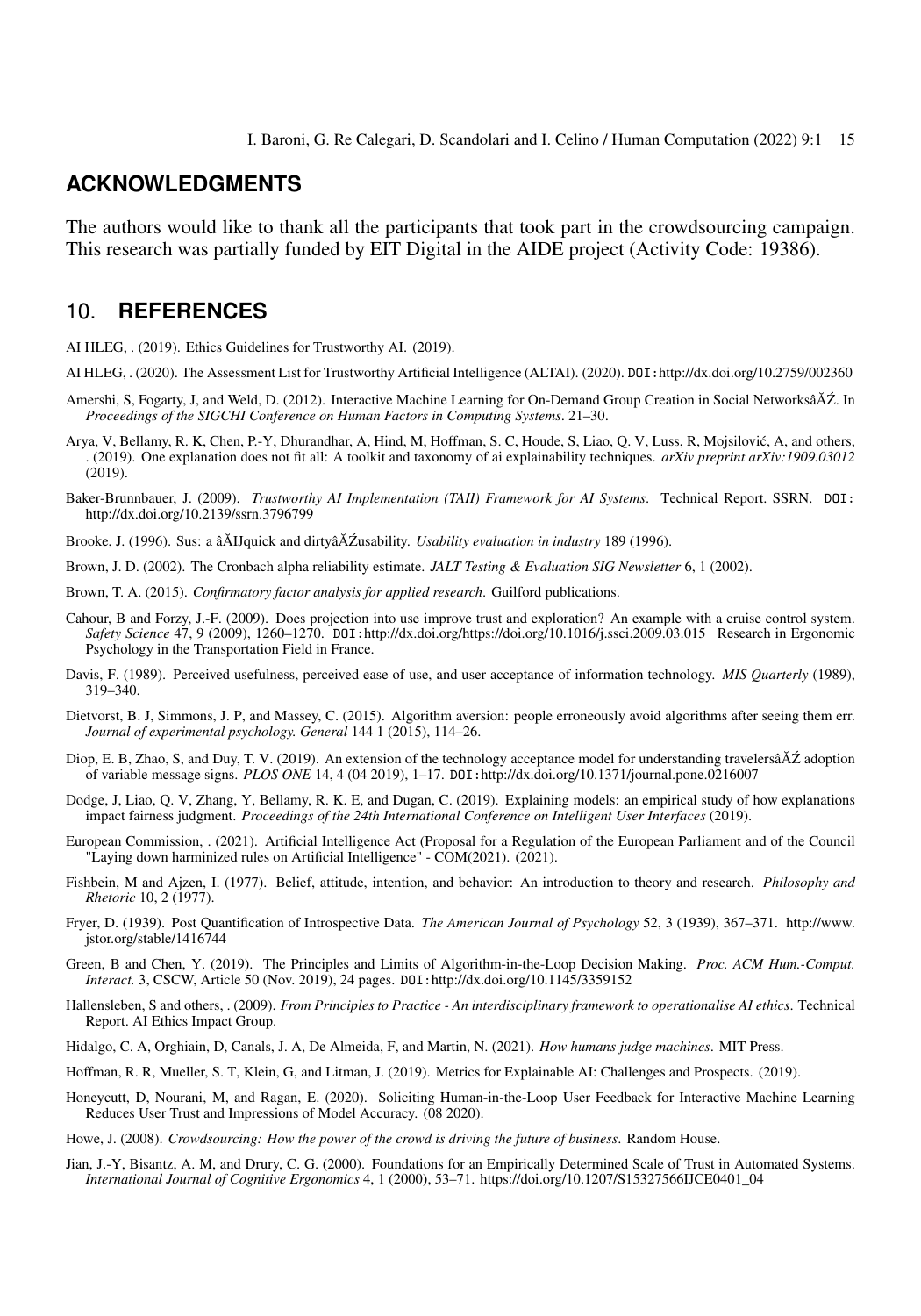## ACKNOWLEDGMENTS

The authors would like to thank all the participants that took part in the crowdsourcing campaign. This research was partially funded by EIT Digital in the AIDE project (Activity Code: 19386).

## 10. REFERENCES

AI HLEG, . (2019). Ethics Guidelines for Trustworthy AI. (2019).

AI HLEG, . (2020). The Assessment List for Trustworthy Artificial Intelligence (ALTAI). (2020). DOI:http://dx.doi.org/10.2759/002360

Amershi, S, Fogarty, J, and Weld, D. (2012). Interactive Machine Learning for On-Demand Group Creation in Social NetworksâĂŹ. In *Proceedings of the SIGCHI Conference on Human Factors in Computing Systems*. 21–30.

Arya, V, Bellamy, R. K, Chen, P.-Y, Dhurandhar, A, Hind, M, Hoffman, S. C, Houde, S, Liao, Q. V, Luss, R, Mojsilović, A, and others, . (2019). One explanation does not fit all: A toolkit and taxonomy of ai explainability techniques. *arXiv preprint arXiv:1909.03012* (2019).

Baker-Brunnbauer, J. (2009). *Trustworthy AI Implementation (TAII) Framework for AI Systems*. Technical Report. SSRN. DOI: http://dx.doi.org/10.2139/ssrn.3796799

Brooke, J. (1996). Sus: a âĂIJquick and dirtyâĂŹusability. *Usability evaluation in industry* 189 (1996).

Brown, J. D. (2002). The Cronbach alpha reliability estimate. *JALT Testing & Evaluation SIG Newsletter* 6, 1 (2002).

Brown, T. A. (2015). *Confirmatory factor analysis for applied research*. Guilford publications.

Cahour, B and Forzy, J.-F. (2009). Does projection into use improve trust and exploration? An example with a cruise control system. *Safety Science* 47, 9 (2009), 1260–1270. DOI:http://dx.doi.org/https://doi.org/10.1016/j.ssci.2009.03.015 Research in Ergonomic Psychology in the Transportation Field in France.

Davis, F. (1989). Perceived usefulness, perceived ease of use, and user acceptance of information technology. *MIS Quarterly* (1989), 319–340.

Dietvorst, B. J, Simmons, J. P, and Massey, C. (2015). Algorithm aversion: people erroneously avoid algorithms after seeing them err. *Journal of experimental psychology. General* 144 1 (2015), 114–26.

Diop, E. B, Zhao, S, and Duy, T. V. (2019). An extension of the technology acceptance model for understanding travelersâĂŹ adoption of variable message signs. *PLOS ONE* 14, 4 (04 2019), 1–17. DOI:http://dx.doi.org/10.1371/journal.pone.0216007

Dodge, J, Liao, Q. V, Zhang, Y, Bellamy, R. K. E, and Dugan, C. (2019). Explaining models: an empirical study of how explanations impact fairness judgment. *Proceedings of the 24th International Conference on Intelligent User Interfaces* (2019).

European Commission, . (2021). Artificial Intelligence Act (Proposal for a Regulation of the European Parliament and of the Council "Laying down harminized rules on Artificial Intelligence" - COM(2021). (2021).

Fishbein, M and Ajzen, I. (1977). Belief, attitude, intention, and behavior: An introduction to theory and research. *Philosophy and Rhetoric* 10, 2 (1977).

Fryer, D. (1939). Post Quantification of Introspective Data. *The American Journal of Psychology* 52, 3 (1939), 367–371. http://www.jstor.org/stable/1416744

Green, B and Chen, Y. (2019). The Principles and Limits of Algorithm-in-the-Loop Decision Making. *Proc. ACM Hum.-Comput. Interact.* 3, CSCW, Article 50 (Nov. 2019), 24 pages. DOI:http://dx.doi.org/10.1145/3359152

Hallensleben, S and others, . (2009). *From Principles to Practice - An interdisciplinary framework to operationalise AI ethics*. Technical Report. AI Ethics Impact Group.

Hidalgo, C. A, Orghiain, D, Canals, J. A, De Almeida, F, and Martin, N. (2021). *How humans judge machines*. MIT Press.

Hoffman, R. R, Mueller, S. T, Klein, G, and Litman, J. (2019). Metrics for Explainable AI: Challenges and Prospects. (2019).

Honeycutt, D, Nourani, M, and Ragan, E. (2020). Soliciting Human-in-the-Loop User Feedback for Interactive Machine Learning Reduces User Trust and Impressions of Model Accuracy. (08 2020).

Howe, J. (2008). *Crowdsourcing: How the power of the crowd is driving the future of business*. Random House.

Jian, J.-Y, Bisantz, A. M, and Drury, C. G. (2000). Foundations for an Empirically Determined Scale of Trust in Automated Systems. *International Journal of Cognitive Ergonomics* 4, 1 (2000), 53–71. https://doi.org/10.1207/S15327566IJCE0401_04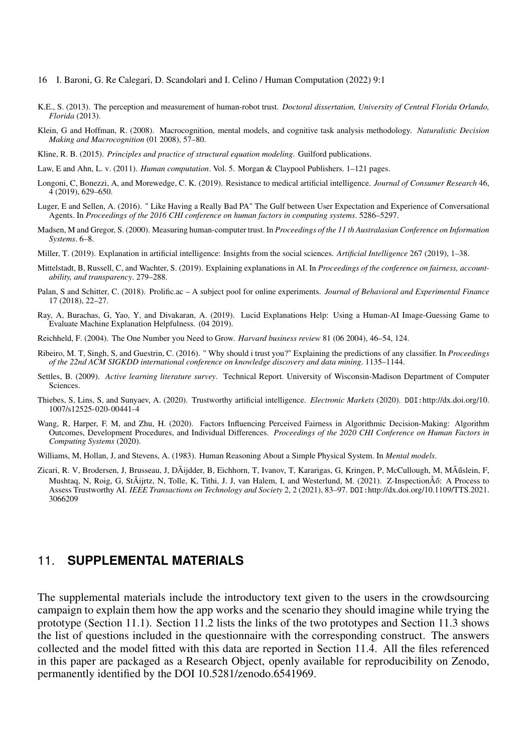K.E., S. (2013). The perception and measurement of human-robot trust. *Doctoral dissertation, University of Central Florida Orlando, Florida* (2013).

Klein, G and Hoffman, R. (2008). Macrocognition, mental models, and cognitive task analysis methodology. *Naturalistic Decision Making and Macrocognition* (01 2008), 57–80.

Kline, R. B. (2015). *Principles and practice of structural equation modeling*. Guilford publications.

Law, E and Ahn, L. v. (2011). *Human computation*. Vol. 5. Morgan & Claypool Publishers. 1–121 pages.

Longoni, C, Bonezzi, A, and Morewedge, C. K. (2019). Resistance to medical artificial intelligence. *Journal of Consumer Research* 46, 4 (2019), 629–650.

Luger, E and Sellen, A. (2016). " Like Having a Really Bad PA" The Gulf between User Expectation and Experience of Conversational Agents. In *Proceedings of the 2016 CHI conference on human factors in computing systems*. 5286–5297.

Madsen, M and Gregor, S. (2000). Measuring human-computer trust. In *Proceedings of the 11 th Australasian Conference on Information Systems*. 6–8.

Miller, T. (2019). Explanation in artificial intelligence: Insights from the social sciences. *Artificial Intelligence* 267 (2019), 1–38.

Mittelstadt, B, Russell, C, and Wachter, S. (2019). Explaining explanations in AI. In *Proceedings of the conference on fairness, accountability, and transparency*. 279–288.

Palan, S and Schitter, C. (2018). Prolific.ac – A subject pool for online experiments. *Journal of Behavioral and Experimental Finance* 17 (2018), 22–27.

Ray, A, Burachas, G, Yao, Y, and Divakaran, A. (2019). Lucid Explanations Help: Using a Human-AI Image-Guessing Game to Evaluate Machine Explanation Helpfulness. (04 2019).

Reichheld, F. (2004). The One Number you Need to Grow. *Harvard business review* 81 (06 2004), 46–54, 124.

Ribeiro, M. T, Singh, S, and Guestrin, C. (2016). " Why should i trust you?" Explaining the predictions of any classifier. In *Proceedings of the 22nd ACM SIGKDD international conference on knowledge discovery and data mining*. 1135–1144.

Settles, B. (2009). *Active learning literature survey*. Technical Report. University of Wisconsin-Madison Department of Computer Sciences.

Thiebes, S, Lins, S, and Sunyaev, A. (2020). Trustworthy artificial intelligence. *Electronic Markets* (2020). DOI:http://dx.doi.org/10.1007/s12525-020-00441-4

Wang, R, Harper, F. M, and Zhu, H. (2020). Factors Influencing Perceived Fairness in Algorithmic Decision-Making: Algorithm Outcomes, Development Procedures, and Individual Differences. *Proceedings of the 2020 CHI Conference on Human Factors in Computing Systems* (2020).

Williams, M, Hollan, J, and Stevens, A. (1983). Human Reasoning About a Simple Physical System. In *Mental models*.

Zicari, R. V, Brodersen, J, Brusseau, J, DÃijdder, B, Eichhorn, T, Ivanov, T, Kararigas, G, Kringen, P, McCullough, M, MÃűslein, F, Mushtaq, N, Roig, G, StÃijrtz, N, Tolle, K, Tithi, J. J, van Halem, I, and Westerlund, M. (2021). Z-InspectionÂő: A Process to Assess Trustworthy AI. *IEEE Transactions on Technology and Society* 2, 2 (2021), 83–97. DOI:http://dx.doi.org/10.1109/TTS.2021.3066209

## 11. SUPPLEMENTAL MATERIALS

The supplemental materials include the introductory text given to the users in the crowdsourcing campaign to explain them how the app works and the scenario they should imagine while trying the prototype (Section 11.1). Section 11.2 lists the links of the two prototypes and Section 11.3 shows the list of questions included in the questionnaire with the corresponding construct. The answers collected and the model fitted with this data are reported in Section 11.4. All the files referenced in this paper are packaged as a Research Object, openly available for reproducibility on Zenodo, permanently identified by the DOI 10.5281/zenodo.6541969.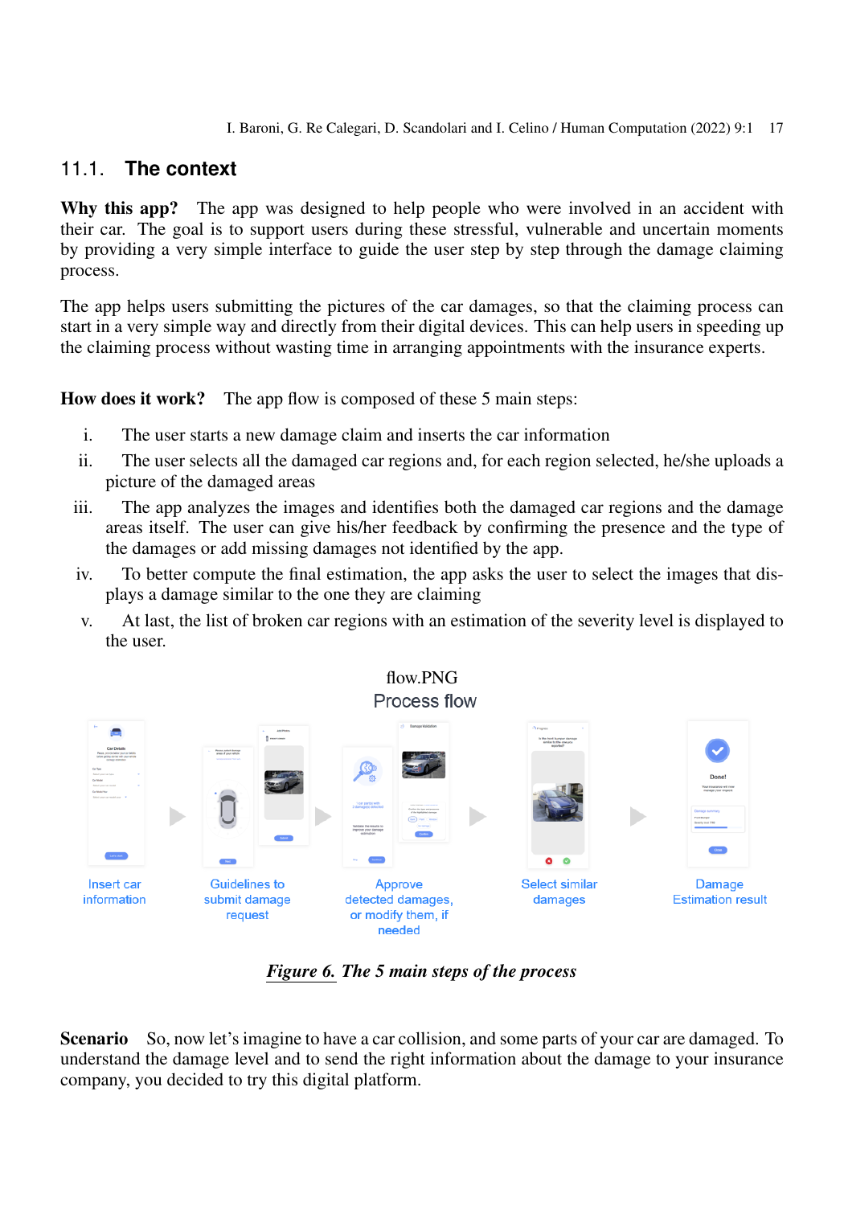## 11.1. The context

**Why this app?** The app was designed to help people who were involved in an accident with their car. The goal is to support users during these stressful, vulnerable and uncertain moments by providing a very simple interface to guide the user step by step through the damage claiming process.

The app helps users submitting the pictures of the car damages, so that the claiming process can start in a very simple way and directly from their digital devices. This can help users in speeding up the claiming process without wasting time in arranging appointments with the insurance experts.

**How does it work?** The app flow is composed of these 5 main steps:

i. The user starts a new damage claim and inserts the car information

ii. The user selects all the damaged car regions and, for each region selected, he/she uploads a picture of the damaged areas

iii. The app analyzes the images and identifies both the damaged car regions and the damage areas itself. The user can give his/her feedback by confirming the presence and the type of the damages or add missing damages not identified by the app.

iv. To better compute the final estimation, the app asks the user to select the images that displays a damage similar to the one they are claiming

v. At last, the list of broken car regions with an estimation of the severity level is displayed to the user.

flow.PNG

Process flow

Insert car information | Guidelines to submit damage request | Approve detected damages, or modify them, if needed | Select similar damages | Damage Estimation result

*Figure 6. The 5 main steps of the process*

**Scenario** So, now let's imagine to have a car collision, and some parts of your car are damaged. To understand the damage level and to send the right information about the damage to your insurance company, you decided to try this digital platform.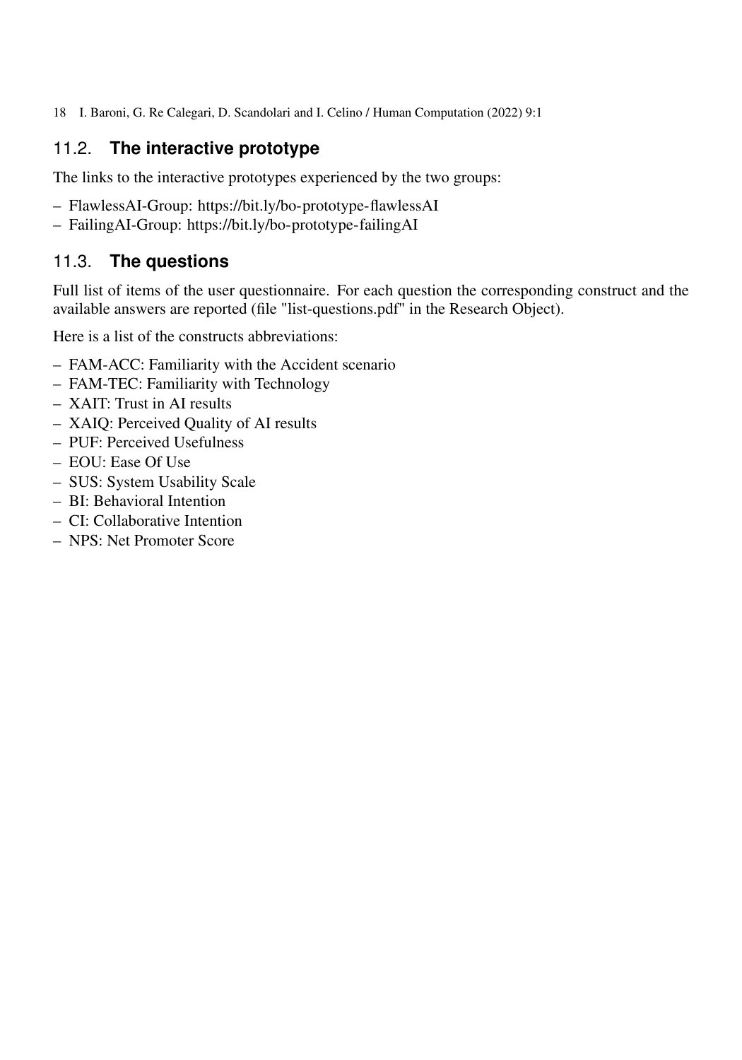## 11.2. **The interactive prototype**

The links to the interactive prototypes experienced by the two groups:

- FlawlessAI-Group: https://bit.ly/bo-prototype-flawlessAI
- FailingAI-Group: https://bit.ly/bo-prototype-failingAI

## 11.3. **The questions**

Full list of items of the user questionnaire. For each question the corresponding construct and the available answers are reported (file "list-questions.pdf" in the Research Object).

Here is a list of the constructs abbreviations:

- FAM-ACC: Familiarity with the Accident scenario
- FAM-TEC: Familiarity with Technology
- XAIT: Trust in AI results
- XAIQ: Perceived Quality of AI results
- PUF: Perceived Usefulness
- EOU: Ease Of Use
- SUS: System Usability Scale
- BI: Behavioral Intention
- CI: Collaborative Intention
- NPS: Net Promoter Score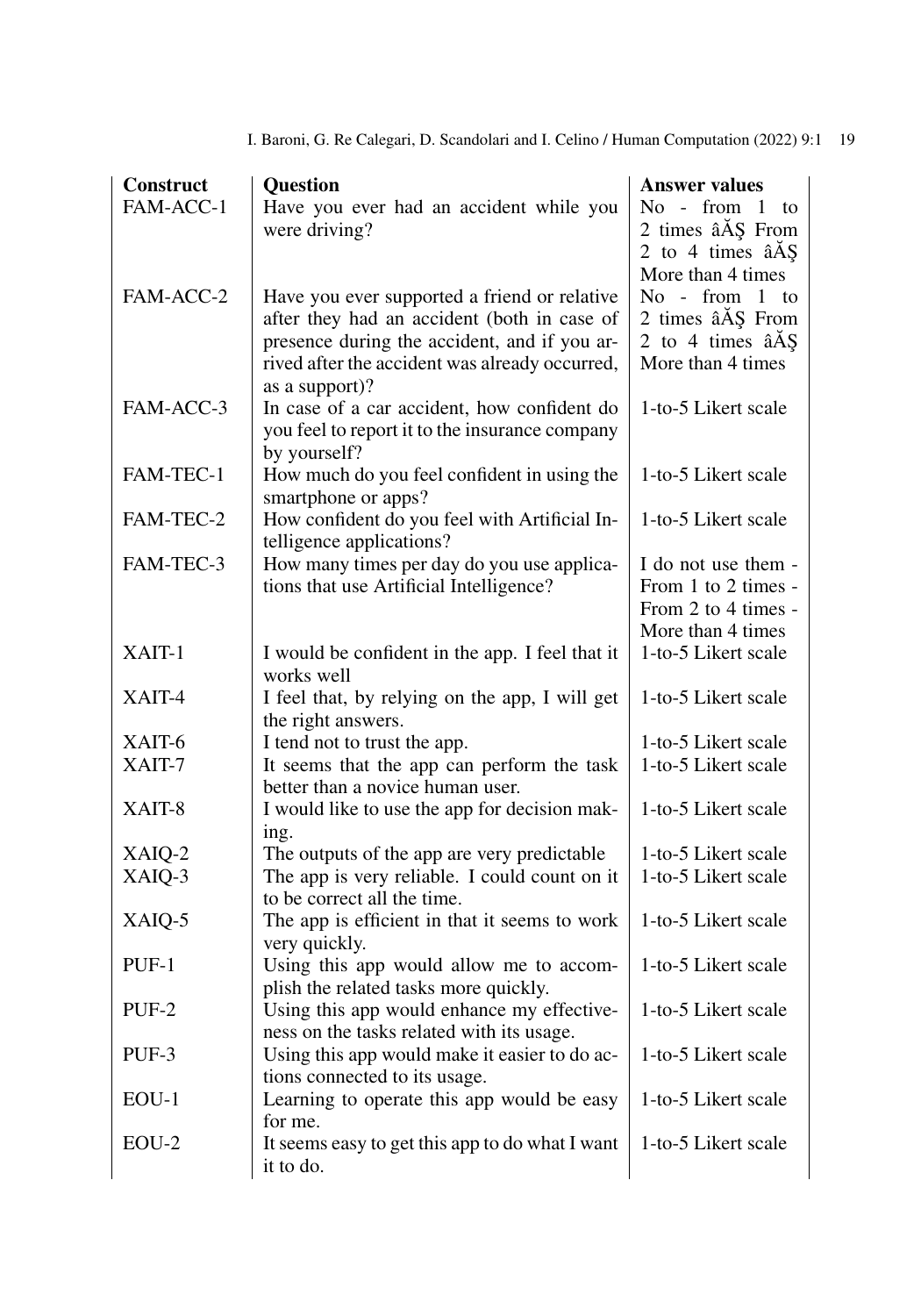| Construct | Question | Answer values |
|---|---|---|
| FAM-ACC-1 | Have you ever had an accident while you were driving? | No - from 1 to 2 times âĂŞ From 2 to 4 times âĂŞ More than 4 times |
| FAM-ACC-2 | Have you ever supported a friend or relative after they had an accident (both in case of presence during the accident, and if you arrived after the accident was already occurred, as a support)? | No - from 1 to 2 times âĂŞ From 2 to 4 times âĂŞ More than 4 times |
| FAM-ACC-3 | In case of a car accident, how confident do you feel to report it to the insurance company by yourself? | 1-to-5 Likert scale |
| FAM-TEC-1 | How much do you feel confident in using the smartphone or apps? | 1-to-5 Likert scale |
| FAM-TEC-2 | How confident do you feel with Artificial Intelligence applications? | 1-to-5 Likert scale |
| FAM-TEC-3 | How many times per day do you use applications that use Artificial Intelligence? | I do not use them - From 1 to 2 times - From 2 to 4 times - More than 4 times |
| XAIT-1 | I would be confident in the app. I feel that it works well | 1-to-5 Likert scale |
| XAIT-4 | I feel that, by relying on the app, I will get the right answers. | 1-to-5 Likert scale |
| XAIT-6 | I tend not to trust the app. | 1-to-5 Likert scale |
| XAIT-7 | It seems that the app can perform the task better than a novice human user. | 1-to-5 Likert scale |
| XAIT-8 | I would like to use the app for decision making. | 1-to-5 Likert scale |
| XAIQ-2 | The outputs of the app are very predictable | 1-to-5 Likert scale |
| XAIQ-3 | The app is very reliable. I could count on it to be correct all the time. | 1-to-5 Likert scale |
| XAIQ-5 | The app is efficient in that it seems to work very quickly. | 1-to-5 Likert scale |
| PUF-1 | Using this app would allow me to accomplish the related tasks more quickly. | 1-to-5 Likert scale |
| PUF-2 | Using this app would enhance my effectiveness on the tasks related with its usage. | 1-to-5 Likert scale |
| PUF-3 | Using this app would make it easier to do actions connected to its usage. | 1-to-5 Likert scale |
| EOU-1 | Learning to operate this app would be easy for me. | 1-to-5 Likert scale |
| EOU-2 | It seems easy to get this app to do what I want it to do. | 1-to-5 Likert scale |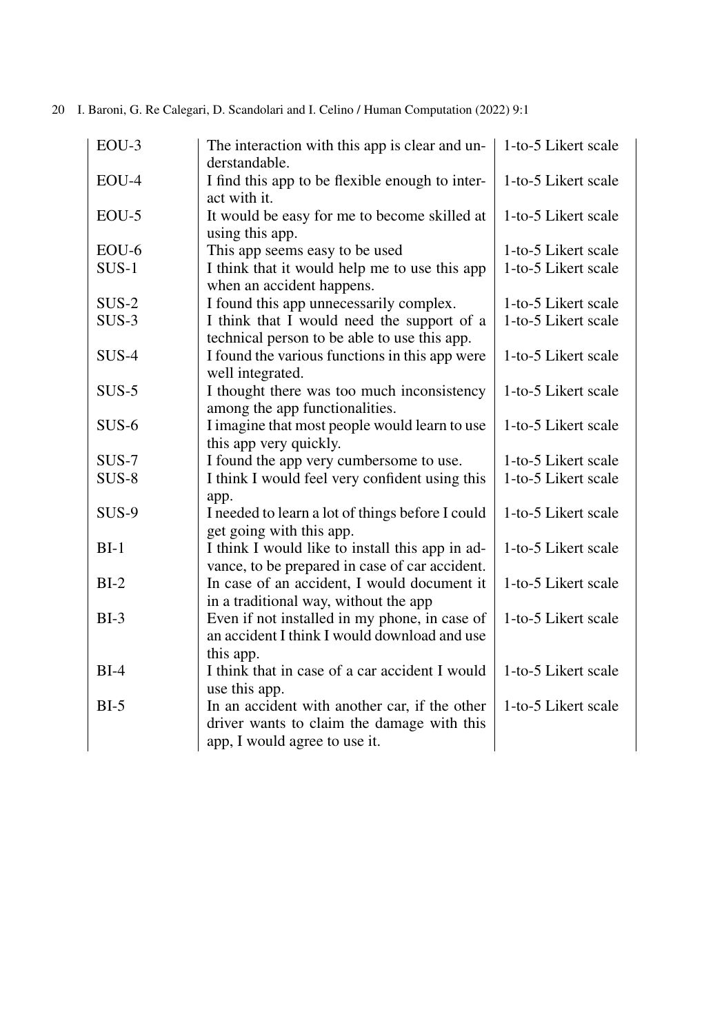| | | |
|---|---|---|
| EOU-3 | The interaction with this app is clear and understandable. | 1-to-5 Likert scale |
| EOU-4 | I find this app to be flexible enough to interact with it. | 1-to-5 Likert scale |
| EOU-5 | It would be easy for me to become skilled at using this app. | 1-to-5 Likert scale |
| EOU-6 | This app seems easy to be used | 1-to-5 Likert scale |
| SUS-1 | I think that it would help me to use this app when an accident happens. | 1-to-5 Likert scale |
| SUS-2 | I found this app unnecessarily complex. | 1-to-5 Likert scale |
| SUS-3 | I think that I would need the support of a technical person to be able to use this app. | 1-to-5 Likert scale |
| SUS-4 | I found the various functions in this app were well integrated. | 1-to-5 Likert scale |
| SUS-5 | I thought there was too much inconsistency among the app functionalities. | 1-to-5 Likert scale |
| SUS-6 | I imagine that most people would learn to use this app very quickly. | 1-to-5 Likert scale |
| SUS-7 | I found the app very cumbersome to use. | 1-to-5 Likert scale |
| SUS-8 | I think I would feel very confident using this app. | 1-to-5 Likert scale |
| SUS-9 | I needed to learn a lot of things before I could get going with this app. | 1-to-5 Likert scale |
| BI-1 | I think I would like to install this app in advance, to be prepared in case of car accident. | 1-to-5 Likert scale |
| BI-2 | In case of an accident, I would document it in a traditional way, without the app | 1-to-5 Likert scale |
| BI-3 | Even if not installed in my phone, in case of an accident I think I would download and use this app. | 1-to-5 Likert scale |
| BI-4 | I think that in case of a car accident I would use this app. | 1-to-5 Likert scale |
| BI-5 | In an accident with another car, if the other driver wants to claim the damage with this app, I would agree to use it. | 1-to-5 Likert scale |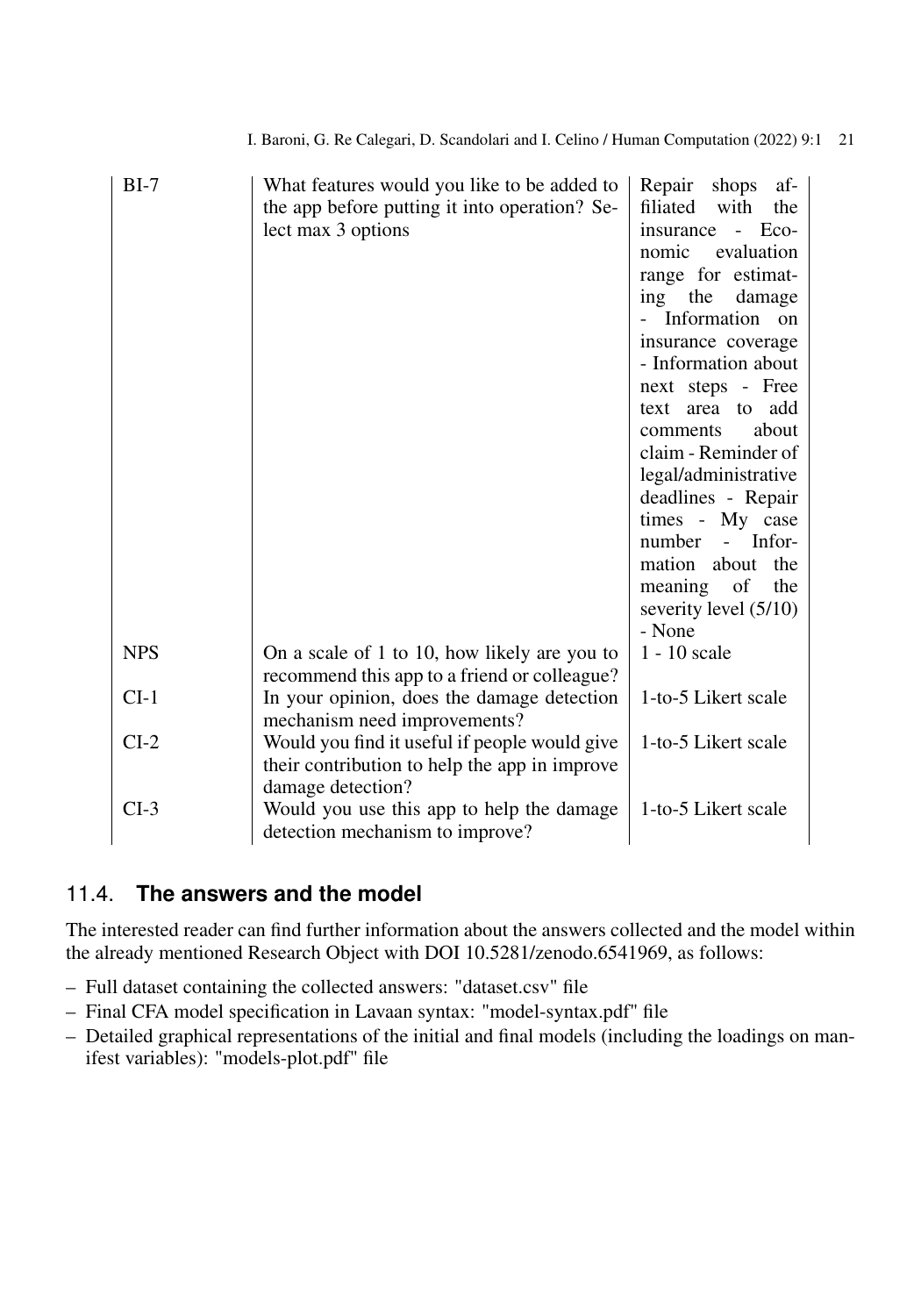| | | |
|---|---|---|
| BI-7 | What features would you like to be added to the app before putting it into operation? Select max 3 options | Repair shops affiliated with the insurance - Economic evaluation range for estimating the damage - Information on insurance coverage - Information about next steps - Free text area to add comments about claim - Reminder of legal/administrative deadlines - Repair times - My case number - Information about the meaning of the severity level (5/10) - None |
| NPS | On a scale of 1 to 10, how likely are you to recommend this app to a friend or colleague? | 1 - 10 scale |
| CI-1 | In your opinion, does the damage detection mechanism need improvements? | 1-to-5 Likert scale |
| CI-2 | Would you find it useful if people would give their contribution to help the app in improve damage detection? | 1-to-5 Likert scale |
| CI-3 | Would you use this app to help the damage detection mechanism to improve? | 1-to-5 Likert scale |

## 11.4. The answers and the model

The interested reader can find further information about the answers collected and the model within the already mentioned Research Object with DOI 10.5281/zenodo.6541969, as follows:

- Full dataset containing the collected answers: "dataset.csv" file
- Final CFA model specification in Lavaan syntax: "model-syntax.pdf" file
- Detailed graphical representations of the initial and final models (including the loadings on manifest variables): "models-plot.pdf" file